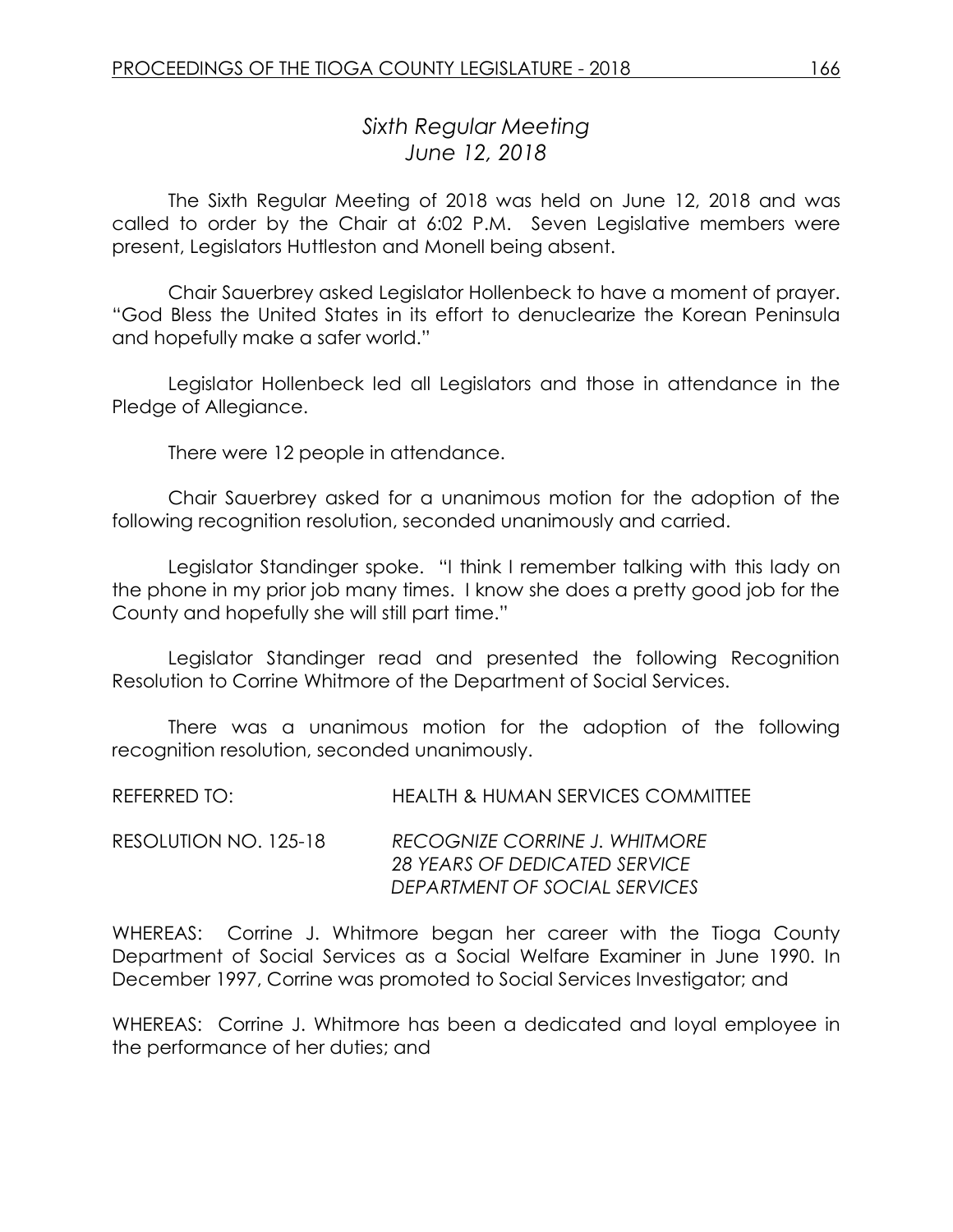# *Sixth Regular Meeting*
# *June 12, 2018*

The Sixth Regular Meeting of 2018 was held on June 12, 2018 and was called to order by the Chair at 6:02 P.M. Seven Legislative members were present, Legislators Huttleston and Monell being absent.

Chair Sauerbrey asked Legislator Hollenbeck to have a moment of prayer. "God Bless the United States in its effort to denuclearize the Korean Peninsula and hopefully make a safer world."

Legislator Hollenbeck led all Legislators and those in attendance in the Pledge of Allegiance.

There were 12 people in attendance.

Chair Sauerbrey asked for a unanimous motion for the adoption of the following recognition resolution, seconded unanimously and carried.

Legislator Standinger spoke. "I think I remember talking with this lady on the phone in my prior job many times. I know she does a pretty good job for the County and hopefully she will still part time."

Legislator Standinger read and presented the following Recognition Resolution to Corrine Whitmore of the Department of Social Services.

There was a unanimous motion for the adoption of the following recognition resolution, seconded unanimously.

REFERRED TO: HEALTH & HUMAN SERVICES COMMITTEE

RESOLUTION NO. 125-18 *RECOGNIZE CORRINE J. WHITMORE*
*28 YEARS OF DEDICATED SERVICE*
*DEPARTMENT OF SOCIAL SERVICES*

WHEREAS: Corrine J. Whitmore began her career with the Tioga County Department of Social Services as a Social Welfare Examiner in June 1990. In December 1997, Corrine was promoted to Social Services Investigator; and

WHEREAS: Corrine J. Whitmore has been a dedicated and loyal employee in the performance of her duties; and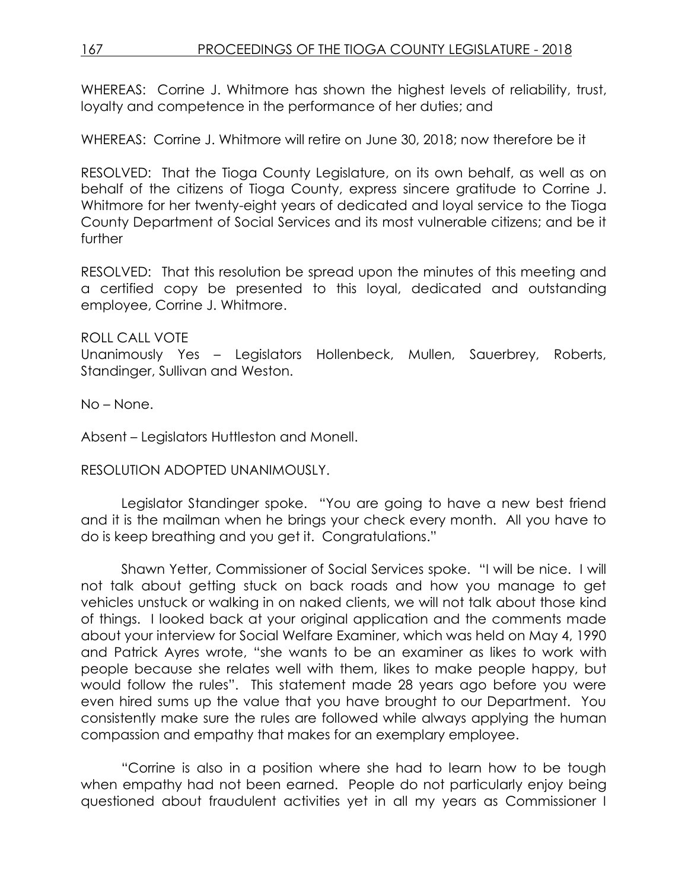WHEREAS: Corrine J. Whitmore has shown the highest levels of reliability, trust, loyalty and competence in the performance of her duties; and

WHEREAS: Corrine J. Whitmore will retire on June 30, 2018; now therefore be it

RESOLVED: That the Tioga County Legislature, on its own behalf, as well as on behalf of the citizens of Tioga County, express sincere gratitude to Corrine J. Whitmore for her twenty-eight years of dedicated and loyal service to the Tioga County Department of Social Services and its most vulnerable citizens; and be it further

RESOLVED: That this resolution be spread upon the minutes of this meeting and a certified copy be presented to this loyal, dedicated and outstanding employee, Corrine J. Whitmore.

ROLL CALL VOTE
Unanimously Yes – Legislators Hollenbeck, Mullen, Sauerbrey, Roberts, Standinger, Sullivan and Weston.

No – None.

Absent – Legislators Huttleston and Monell.

RESOLUTION ADOPTED UNANIMOUSLY.

Legislator Standinger spoke. "You are going to have a new best friend and it is the mailman when he brings your check every month. All you have to do is keep breathing and you get it. Congratulations."

Shawn Yetter, Commissioner of Social Services spoke. "I will be nice. I will not talk about getting stuck on back roads and how you manage to get vehicles unstuck or walking in on naked clients, we will not talk about those kind of things. I looked back at your original application and the comments made about your interview for Social Welfare Examiner, which was held on May 4, 1990 and Patrick Ayres wrote, "she wants to be an examiner as likes to work with people because she relates well with them, likes to make people happy, but would follow the rules". This statement made 28 years ago before you were even hired sums up the value that you have brought to our Department. You consistently make sure the rules are followed while always applying the human compassion and empathy that makes for an exemplary employee.

"Corrine is also in a position where she had to learn how to be tough when empathy had not been earned. People do not particularly enjoy being questioned about fraudulent activities yet in all my years as Commissioner I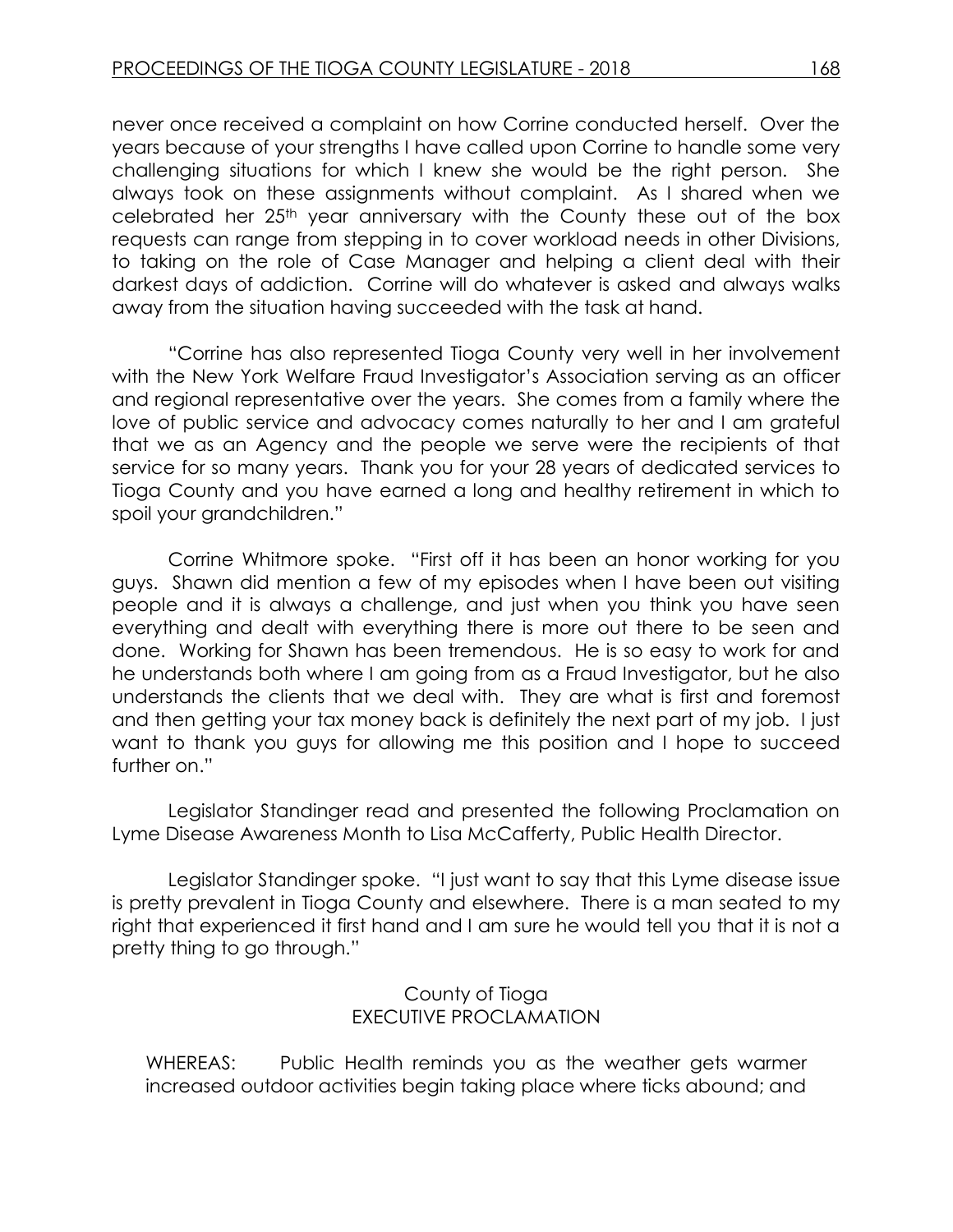never once received a complaint on how Corrine conducted herself. Over the years because of your strengths I have called upon Corrine to handle some very challenging situations for which I knew she would be the right person. She always took on these assignments without complaint. As I shared when we celebrated her 25th year anniversary with the County these out of the box requests can range from stepping in to cover workload needs in other Divisions, to taking on the role of Case Manager and helping a client deal with their darkest days of addiction. Corrine will do whatever is asked and always walks away from the situation having succeeded with the task at hand.

"Corrine has also represented Tioga County very well in her involvement with the New York Welfare Fraud Investigator's Association serving as an officer and regional representative over the years. She comes from a family where the love of public service and advocacy comes naturally to her and I am grateful that we as an Agency and the people we serve were the recipients of that service for so many years. Thank you for your 28 years of dedicated services to Tioga County and you have earned a long and healthy retirement in which to spoil your grandchildren."

Corrine Whitmore spoke. "First off it has been an honor working for you guys. Shawn did mention a few of my episodes when I have been out visiting people and it is always a challenge, and just when you think you have seen everything and dealt with everything there is more out there to be seen and done. Working for Shawn has been tremendous. He is so easy to work for and he understands both where I am going from as a Fraud Investigator, but he also understands the clients that we deal with. They are what is first and foremost and then getting your tax money back is definitely the next part of my job. I just want to thank you guys for allowing me this position and I hope to succeed further on."

Legislator Standinger read and presented the following Proclamation on Lyme Disease Awareness Month to Lisa McCafferty, Public Health Director.

Legislator Standinger spoke. "I just want to say that this Lyme disease issue is pretty prevalent in Tioga County and elsewhere. There is a man seated to my right that experienced it first hand and I am sure he would tell you that it is not a pretty thing to go through."

County of Tioga
EXECUTIVE PROCLAMATION

WHEREAS: Public Health reminds you as the weather gets warmer increased outdoor activities begin taking place where ticks abound; and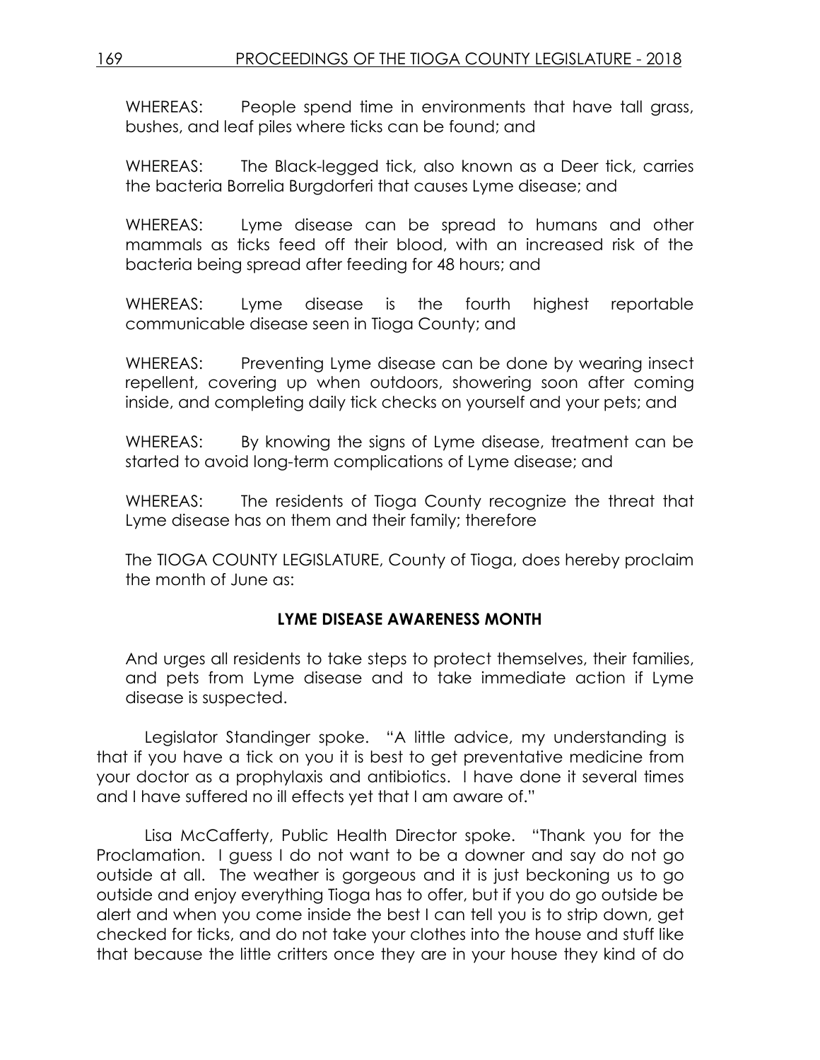WHEREAS: People spend time in environments that have tall grass, bushes, and leaf piles where ticks can be found; and

WHEREAS: The Black-legged tick, also known as a Deer tick, carries the bacteria Borrelia Burgdorferi that causes Lyme disease; and

WHEREAS: Lyme disease can be spread to humans and other mammals as ticks feed off their blood, with an increased risk of the bacteria being spread after feeding for 48 hours; and

WHEREAS: Lyme disease is the fourth highest reportable communicable disease seen in Tioga County; and

WHEREAS: Preventing Lyme disease can be done by wearing insect repellent, covering up when outdoors, showering soon after coming inside, and completing daily tick checks on yourself and your pets; and

WHEREAS: By knowing the signs of Lyme disease, treatment can be started to avoid long-term complications of Lyme disease; and

WHEREAS: The residents of Tioga County recognize the threat that Lyme disease has on them and their family; therefore

The TIOGA COUNTY LEGISLATURE, County of Tioga, does hereby proclaim the month of June as:

**LYME DISEASE AWARENESS MONTH**

And urges all residents to take steps to protect themselves, their families, and pets from Lyme disease and to take immediate action if Lyme disease is suspected.

Legislator Standinger spoke. "A little advice, my understanding is that if you have a tick on you it is best to get preventative medicine from your doctor as a prophylaxis and antibiotics. I have done it several times and I have suffered no ill effects yet that I am aware of."

Lisa McCafferty, Public Health Director spoke. "Thank you for the Proclamation. I guess I do not want to be a downer and say do not go outside at all. The weather is gorgeous and it is just beckoning us to go outside and enjoy everything Tioga has to offer, but if you do go outside be alert and when you come inside the best I can tell you is to strip down, get checked for ticks, and do not take your clothes into the house and stuff like that because the little critters once they are in your house they kind of do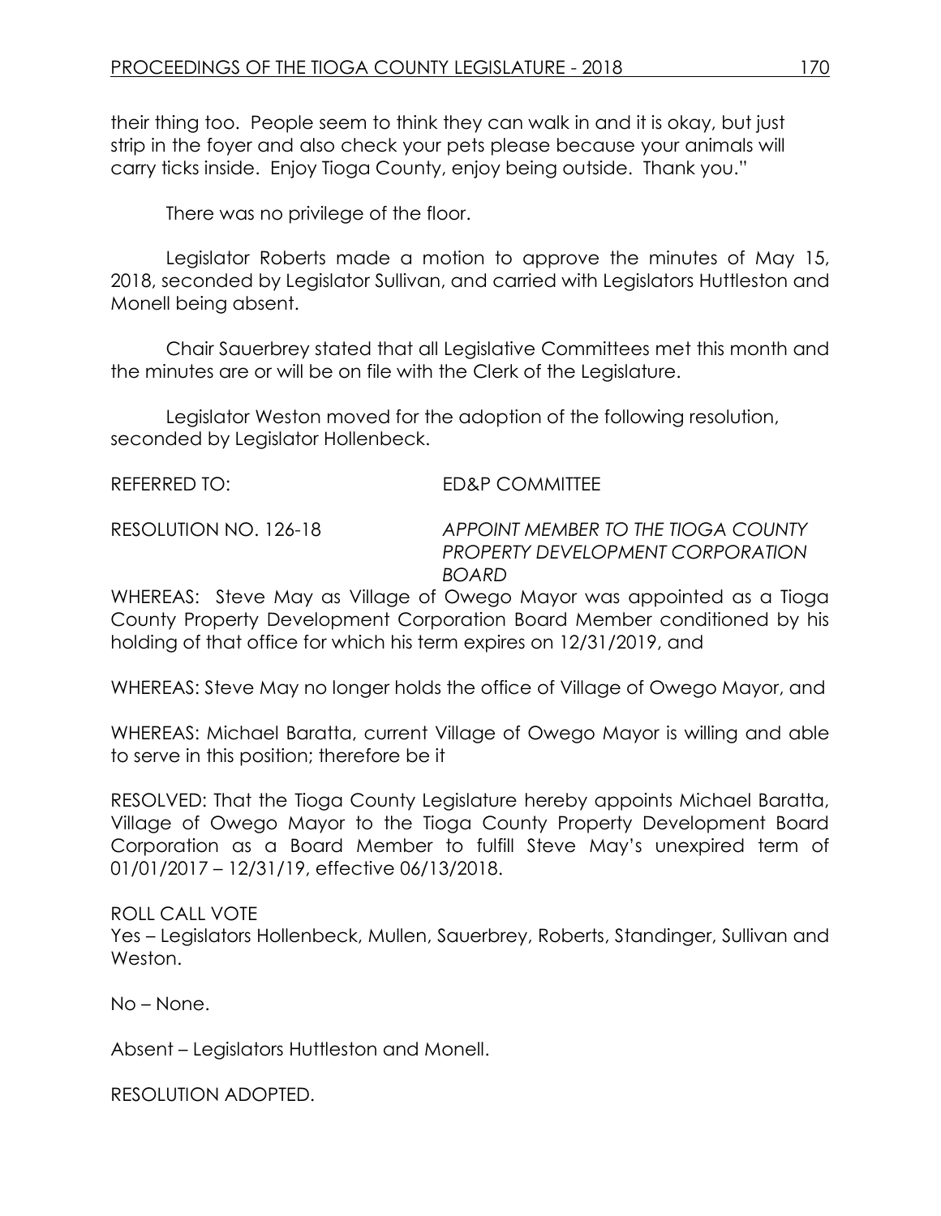their thing too. People seem to think they can walk in and it is okay, but just strip in the foyer and also check your pets please because your animals will carry ticks inside. Enjoy Tioga County, enjoy being outside. Thank you."

There was no privilege of the floor.

Legislator Roberts made a motion to approve the minutes of May 15, 2018, seconded by Legislator Sullivan, and carried with Legislators Huttleston and Monell being absent.

Chair Sauerbrey stated that all Legislative Committees met this month and the minutes are or will be on file with the Clerk of the Legislature.

Legislator Weston moved for the adoption of the following resolution, seconded by Legislator Hollenbeck.

REFERRED TO: ED&P COMMITTEE

RESOLUTION NO. 126-18 *APPOINT MEMBER TO THE TIOGA COUNTY PROPERTY DEVELOPMENT CORPORATION BOARD*

WHEREAS: Steve May as Village of Owego Mayor was appointed as a Tioga County Property Development Corporation Board Member conditioned by his holding of that office for which his term expires on 12/31/2019, and

WHEREAS: Steve May no longer holds the office of Village of Owego Mayor, and

WHEREAS: Michael Baratta, current Village of Owego Mayor is willing and able to serve in this position; therefore be it

RESOLVED: That the Tioga County Legislature hereby appoints Michael Baratta, Village of Owego Mayor to the Tioga County Property Development Board Corporation as a Board Member to fulfill Steve May's unexpired term of 01/01/2017 – 12/31/19, effective 06/13/2018.

ROLL CALL VOTE
Yes – Legislators Hollenbeck, Mullen, Sauerbrey, Roberts, Standinger, Sullivan and Weston.

No – None.

Absent – Legislators Huttleston and Monell.

RESOLUTION ADOPTED.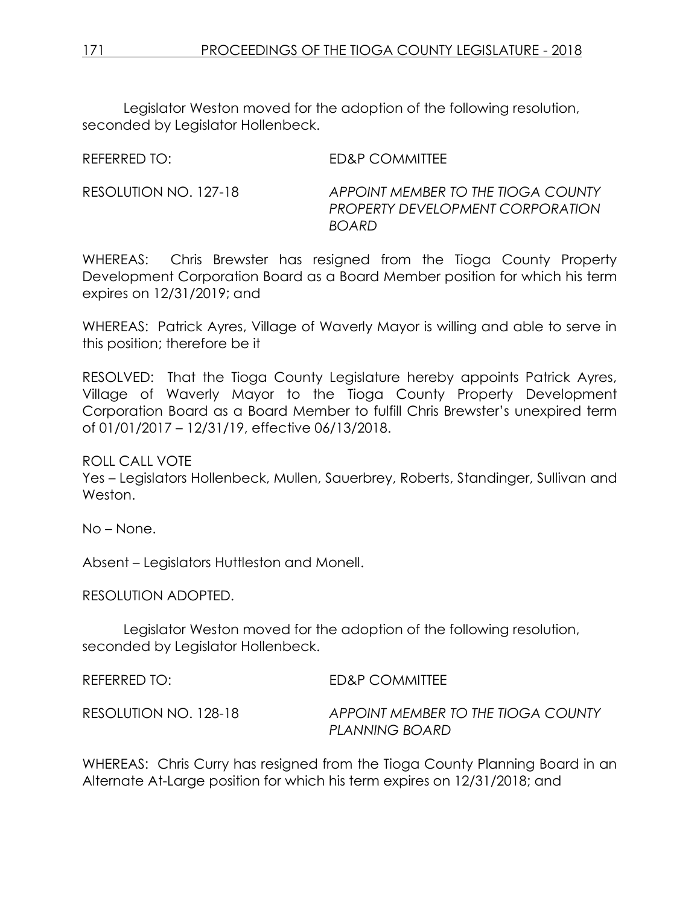Legislator Weston moved for the adoption of the following resolution, seconded by Legislator Hollenbeck.

REFERRED TO: ED&P COMMITTEE

RESOLUTION NO. 127-18 *APPOINT MEMBER TO THE TIOGA COUNTY PROPERTY DEVELOPMENT CORPORATION BOARD*

WHEREAS: Chris Brewster has resigned from the Tioga County Property Development Corporation Board as a Board Member position for which his term expires on 12/31/2019; and

WHEREAS: Patrick Ayres, Village of Waverly Mayor is willing and able to serve in this position; therefore be it

RESOLVED: That the Tioga County Legislature hereby appoints Patrick Ayres, Village of Waverly Mayor to the Tioga County Property Development Corporation Board as a Board Member to fulfill Chris Brewster's unexpired term of 01/01/2017 – 12/31/19, effective 06/13/2018.

ROLL CALL VOTE
Yes – Legislators Hollenbeck, Mullen, Sauerbrey, Roberts, Standinger, Sullivan and Weston.

No – None.

Absent – Legislators Huttleston and Monell.

RESOLUTION ADOPTED.

Legislator Weston moved for the adoption of the following resolution, seconded by Legislator Hollenbeck.

REFERRED TO: ED&P COMMITTEE

RESOLUTION NO. 128-18 *APPOINT MEMBER TO THE TIOGA COUNTY PLANNING BOARD*

WHEREAS: Chris Curry has resigned from the Tioga County Planning Board in an Alternate At-Large position for which his term expires on 12/31/2018; and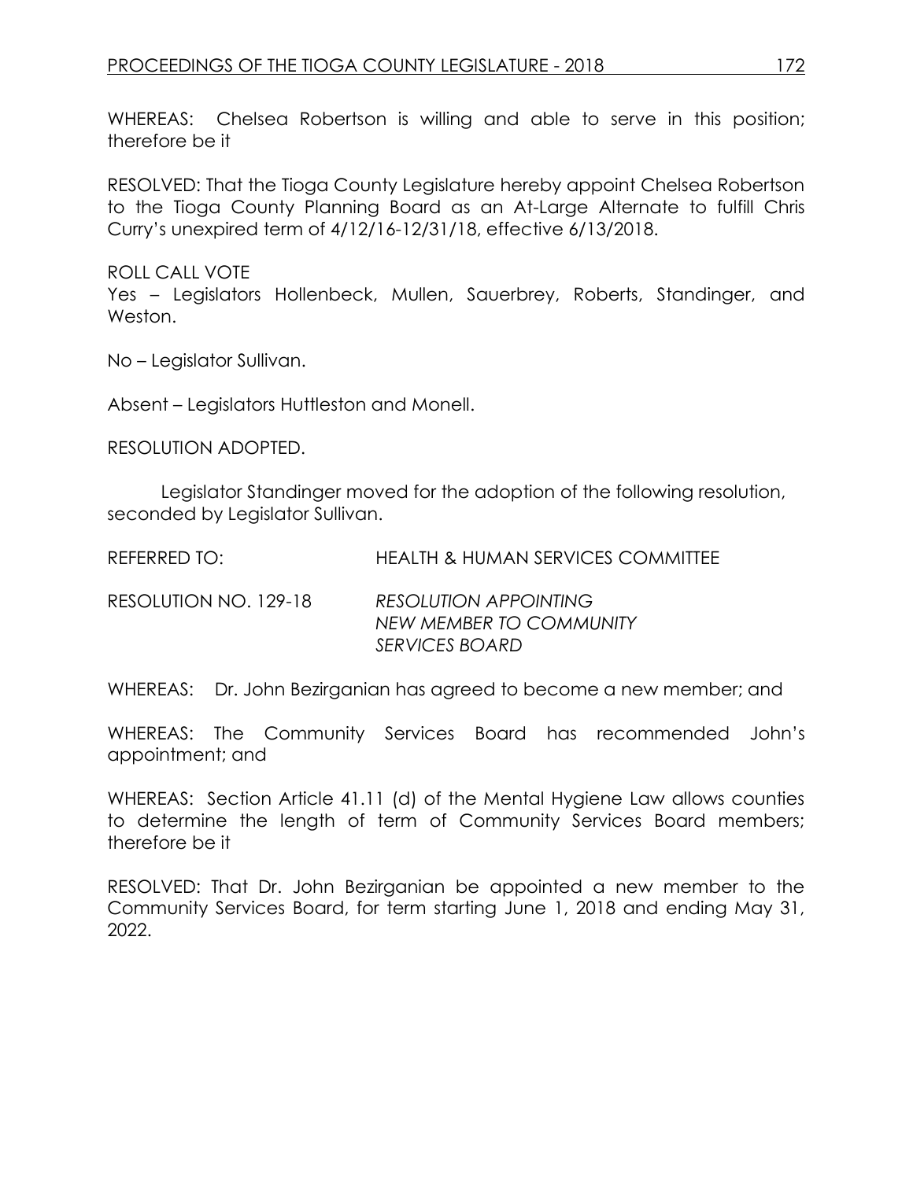WHEREAS: Chelsea Robertson is willing and able to serve in this position; therefore be it

RESOLVED: That the Tioga County Legislature hereby appoint Chelsea Robertson to the Tioga County Planning Board as an At-Large Alternate to fulfill Chris Curry's unexpired term of 4/12/16-12/31/18, effective 6/13/2018.

ROLL CALL VOTE
Yes – Legislators Hollenbeck, Mullen, Sauerbrey, Roberts, Standinger, and Weston.

No – Legislator Sullivan.

Absent – Legislators Huttleston and Monell.

RESOLUTION ADOPTED.

Legislator Standinger moved for the adoption of the following resolution, seconded by Legislator Sullivan.

REFERRED TO: HEALTH & HUMAN SERVICES COMMITTEE

RESOLUTION NO. 129-18 *RESOLUTION APPOINTING NEW MEMBER TO COMMUNITY SERVICES BOARD*

WHEREAS: Dr. John Bezirganian has agreed to become a new member; and

WHEREAS: The Community Services Board has recommended John's appointment; and

WHEREAS: Section Article 41.11 (d) of the Mental Hygiene Law allows counties to determine the length of term of Community Services Board members; therefore be it

RESOLVED: That Dr. John Bezirganian be appointed a new member to the Community Services Board, for term starting June 1, 2018 and ending May 31, 2022.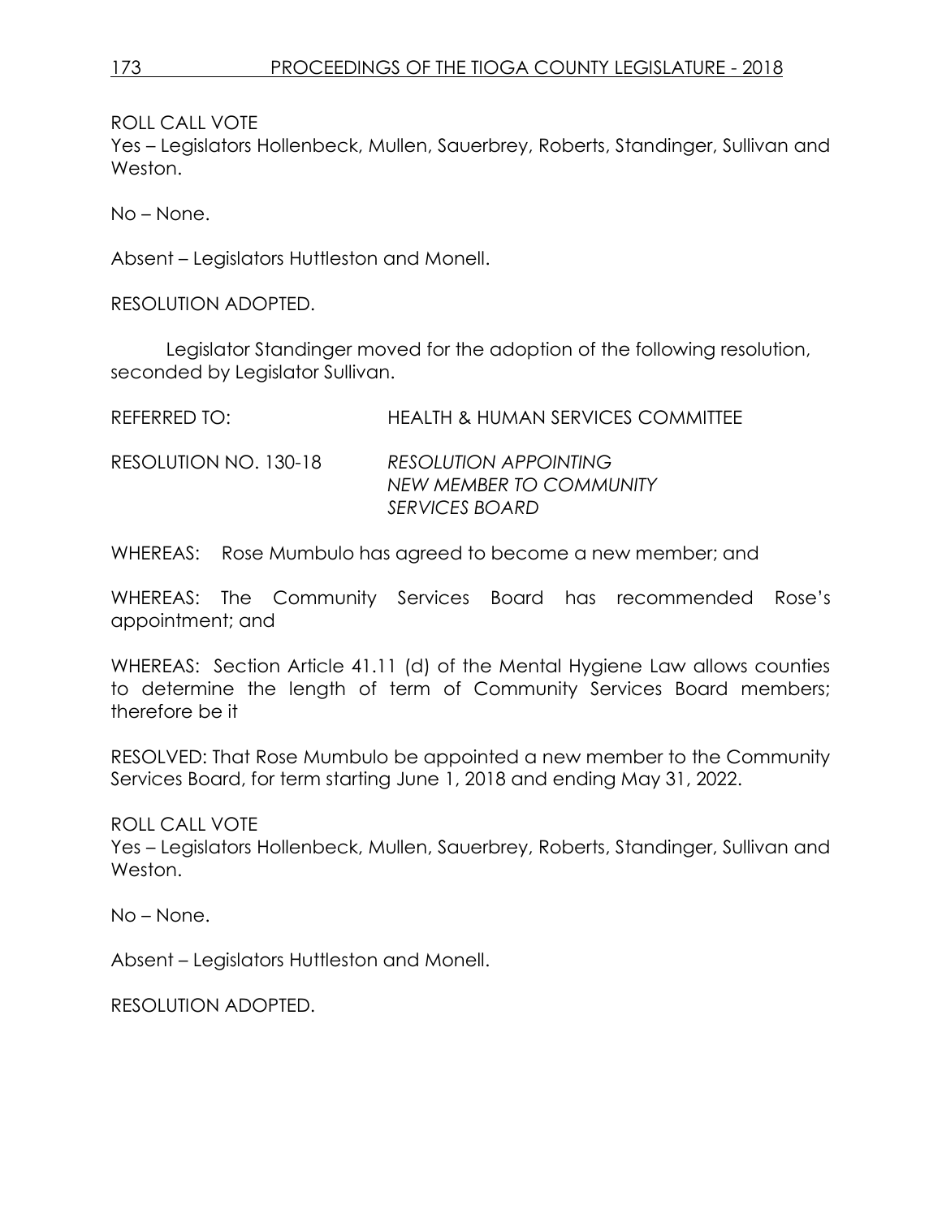ROLL CALL VOTE
Yes – Legislators Hollenbeck, Mullen, Sauerbrey, Roberts, Standinger, Sullivan and Weston.

No – None.

Absent – Legislators Huttleston and Monell.

RESOLUTION ADOPTED.

Legislator Standinger moved for the adoption of the following resolution, seconded by Legislator Sullivan.

REFERRED TO: HEALTH & HUMAN SERVICES COMMITTEE

RESOLUTION NO. 130-18 *RESOLUTION APPOINTING NEW MEMBER TO COMMUNITY SERVICES BOARD*

WHEREAS: Rose Mumbulo has agreed to become a new member; and

WHEREAS: The Community Services Board has recommended Rose's appointment; and

WHEREAS: Section Article 41.11 (d) of the Mental Hygiene Law allows counties to determine the length of term of Community Services Board members; therefore be it

RESOLVED: That Rose Mumbulo be appointed a new member to the Community Services Board, for term starting June 1, 2018 and ending May 31, 2022.

ROLL CALL VOTE
Yes – Legislators Hollenbeck, Mullen, Sauerbrey, Roberts, Standinger, Sullivan and Weston.

No – None.

Absent – Legislators Huttleston and Monell.

RESOLUTION ADOPTED.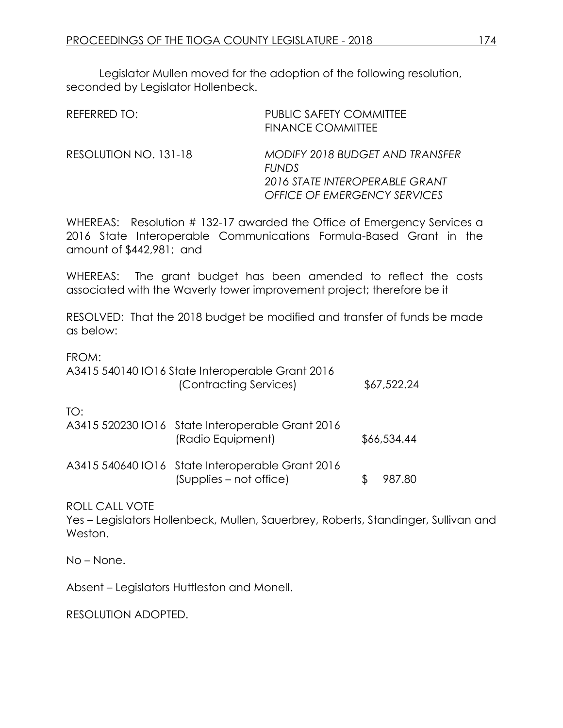Legislator Mullen moved for the adoption of the following resolution, seconded by Legislator Hollenbeck.

REFERRED TO: PUBLIC SAFETY COMMITTEE
FINANCE COMMITTEE

RESOLUTION NO. 131-18 *MODIFY 2018 BUDGET AND TRANSFER FUNDS*
*2016 STATE INTEROPERABLE GRANT*
*OFFICE OF EMERGENCY SERVICES*

WHEREAS: Resolution # 132-17 awarded the Office of Emergency Services a 2016 State Interoperable Communications Formula-Based Grant in the amount of $442,981; and

WHEREAS: The grant budget has been amended to reflect the costs associated with the Waverly tower improvement project; therefore be it

RESOLVED: That the 2018 budget be modified and transfer of funds be made as below:

FROM:

| Account | Description | Amount |
|---|---|---|
| A3415 540140 IO16 | State Interoperable Grant 2016 (Contracting Services) | $67,522.24 |

TO:

| Account | Description | Amount |
|---|---|---|
| A3415 520230 IO16 | State Interoperable Grant 2016 (Radio Equipment) | $66,534.44 |
| A3415 540640 IO16 | State Interoperable Grant 2016 (Supplies – not office) | $ 987.80 |

ROLL CALL VOTE
Yes – Legislators Hollenbeck, Mullen, Sauerbrey, Roberts, Standinger, Sullivan and Weston.

No – None.

Absent – Legislators Huttleston and Monell.

RESOLUTION ADOPTED.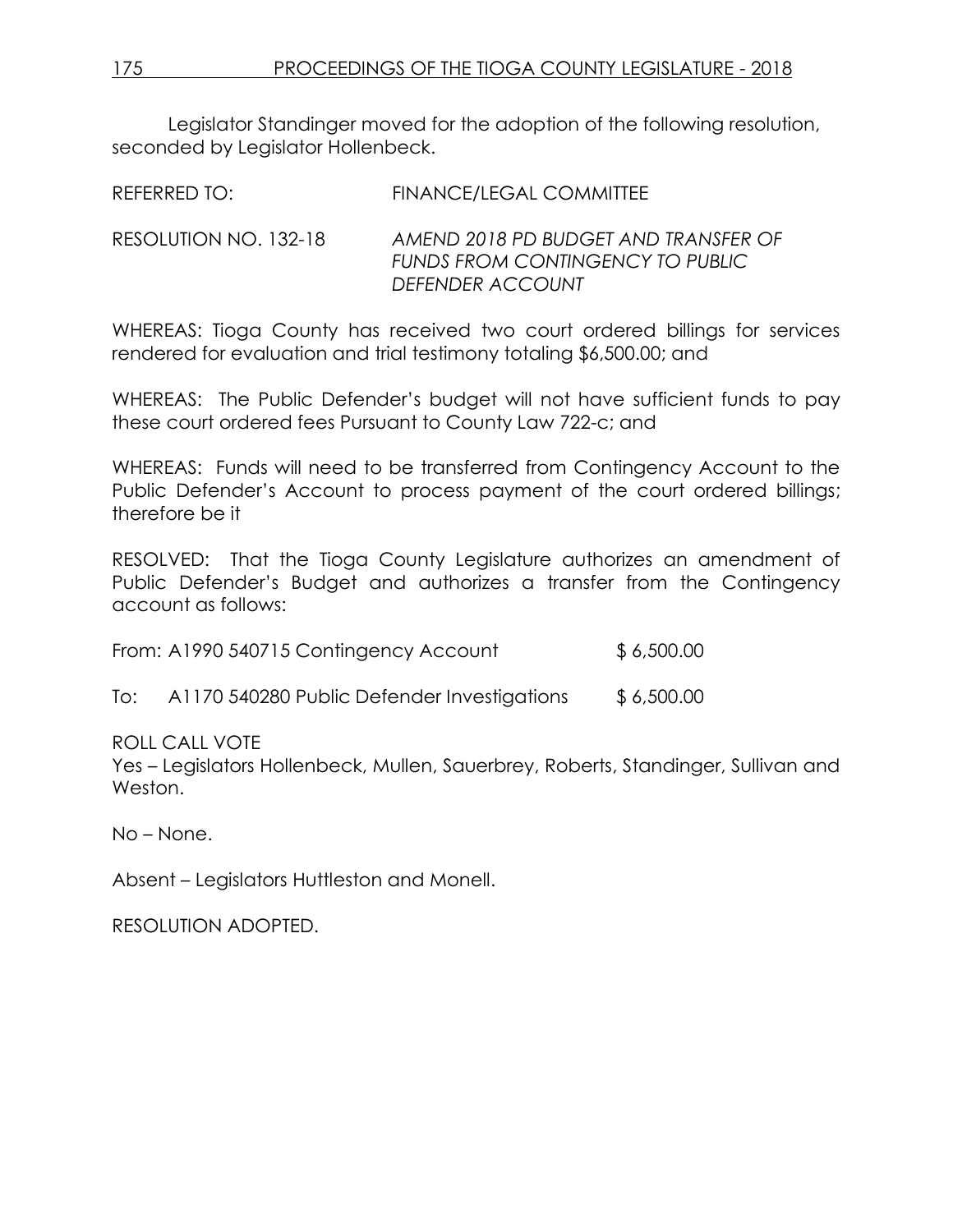Legislator Standinger moved for the adoption of the following resolution, seconded by Legislator Hollenbeck.

REFERRED TO: FINANCE/LEGAL COMMITTEE

RESOLUTION NO. 132-18 *AMEND 2018 PD BUDGET AND TRANSFER OF FUNDS FROM CONTINGENCY TO PUBLIC DEFENDER ACCOUNT*

WHEREAS: Tioga County has received two court ordered billings for services rendered for evaluation and trial testimony totaling $6,500.00; and

WHEREAS: The Public Defender's budget will not have sufficient funds to pay these court ordered fees Pursuant to County Law 722-c; and

WHEREAS: Funds will need to be transferred from Contingency Account to the Public Defender's Account to process payment of the court ordered billings; therefore be it

RESOLVED: That the Tioga County Legislature authorizes an amendment of Public Defender's Budget and authorizes a transfer from the Contingency account as follows:

From: A1990 540715 Contingency Account $ 6,500.00

To: A1170 540280 Public Defender Investigations $ 6,500.00

ROLL CALL VOTE
Yes – Legislators Hollenbeck, Mullen, Sauerbrey, Roberts, Standinger, Sullivan and Weston.

No – None.

Absent – Legislators Huttleston and Monell.

RESOLUTION ADOPTED.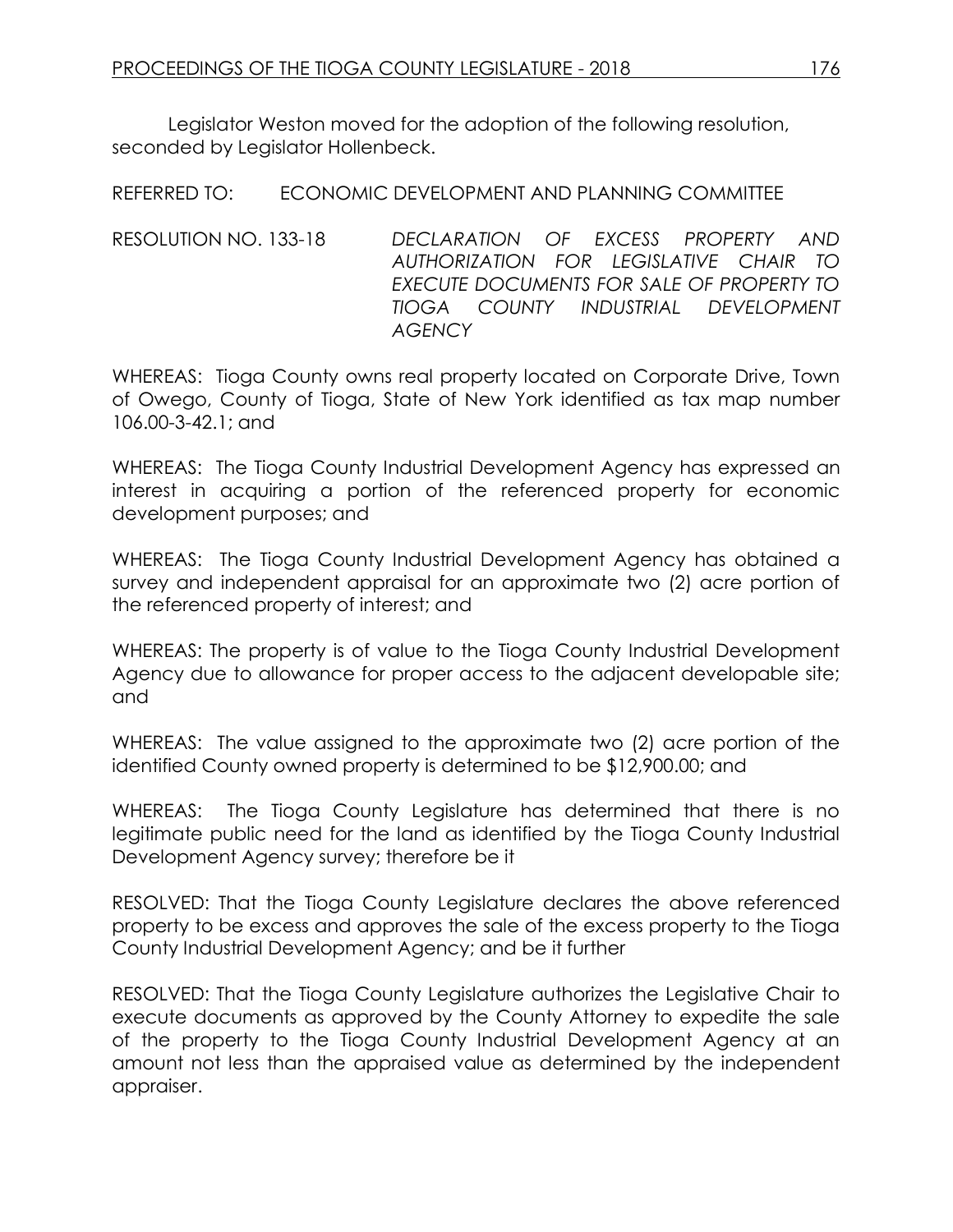Legislator Weston moved for the adoption of the following resolution, seconded by Legislator Hollenbeck.

REFERRED TO: ECONOMIC DEVELOPMENT AND PLANNING COMMITTEE

RESOLUTION NO. 133-18 *DECLARATION OF EXCESS PROPERTY AND AUTHORIZATION FOR LEGISLATIVE CHAIR TO EXECUTE DOCUMENTS FOR SALE OF PROPERTY TO TIOGA COUNTY INDUSTRIAL DEVELOPMENT AGENCY*

WHEREAS: Tioga County owns real property located on Corporate Drive, Town of Owego, County of Tioga, State of New York identified as tax map number 106.00-3-42.1; and

WHEREAS: The Tioga County Industrial Development Agency has expressed an interest in acquiring a portion of the referenced property for economic development purposes; and

WHEREAS: The Tioga County Industrial Development Agency has obtained a survey and independent appraisal for an approximate two (2) acre portion of the referenced property of interest; and

WHEREAS: The property is of value to the Tioga County Industrial Development Agency due to allowance for proper access to the adjacent developable site; and

WHEREAS: The value assigned to the approximate two (2) acre portion of the identified County owned property is determined to be $12,900.00; and

WHEREAS: The Tioga County Legislature has determined that there is no legitimate public need for the land as identified by the Tioga County Industrial Development Agency survey; therefore be it

RESOLVED: That the Tioga County Legislature declares the above referenced property to be excess and approves the sale of the excess property to the Tioga County Industrial Development Agency; and be it further

RESOLVED: That the Tioga County Legislature authorizes the Legislative Chair to execute documents as approved by the County Attorney to expedite the sale of the property to the Tioga County Industrial Development Agency at an amount not less than the appraised value as determined by the independent appraiser.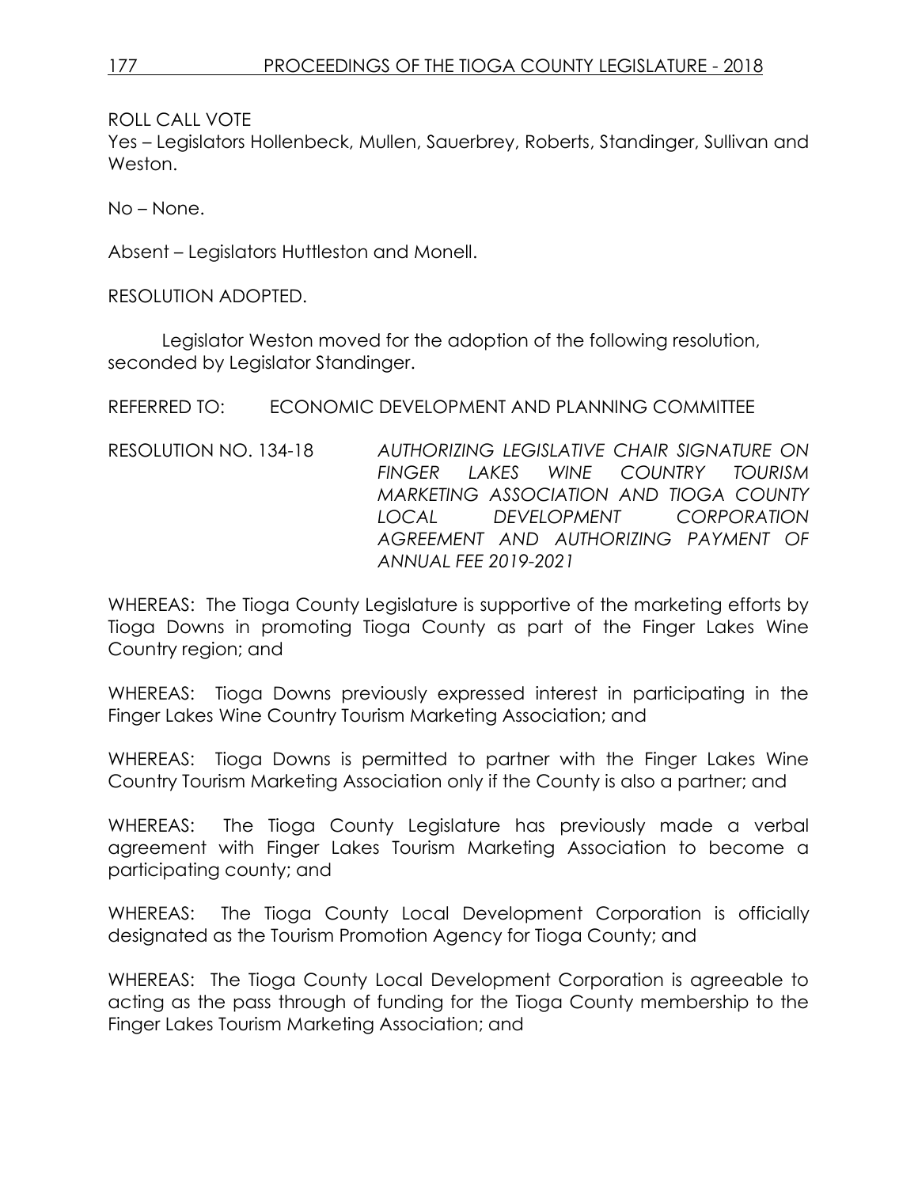ROLL CALL VOTE
Yes – Legislators Hollenbeck, Mullen, Sauerbrey, Roberts, Standinger, Sullivan and Weston.

No – None.

Absent – Legislators Huttleston and Monell.

RESOLUTION ADOPTED.

Legislator Weston moved for the adoption of the following resolution, seconded by Legislator Standinger.

REFERRED TO: ECONOMIC DEVELOPMENT AND PLANNING COMMITTEE

RESOLUTION NO. 134-18 *AUTHORIZING LEGISLATIVE CHAIR SIGNATURE ON FINGER LAKES WINE COUNTRY TOURISM MARKETING ASSOCIATION AND TIOGA COUNTY LOCAL DEVELOPMENT CORPORATION AGREEMENT AND AUTHORIZING PAYMENT OF ANNUAL FEE 2019-2021*

WHEREAS: The Tioga County Legislature is supportive of the marketing efforts by Tioga Downs in promoting Tioga County as part of the Finger Lakes Wine Country region; and

WHEREAS: Tioga Downs previously expressed interest in participating in the Finger Lakes Wine Country Tourism Marketing Association; and

WHEREAS: Tioga Downs is permitted to partner with the Finger Lakes Wine Country Tourism Marketing Association only if the County is also a partner; and

WHEREAS: The Tioga County Legislature has previously made a verbal agreement with Finger Lakes Tourism Marketing Association to become a participating county; and

WHEREAS: The Tioga County Local Development Corporation is officially designated as the Tourism Promotion Agency for Tioga County; and

WHEREAS: The Tioga County Local Development Corporation is agreeable to acting as the pass through of funding for the Tioga County membership to the Finger Lakes Tourism Marketing Association; and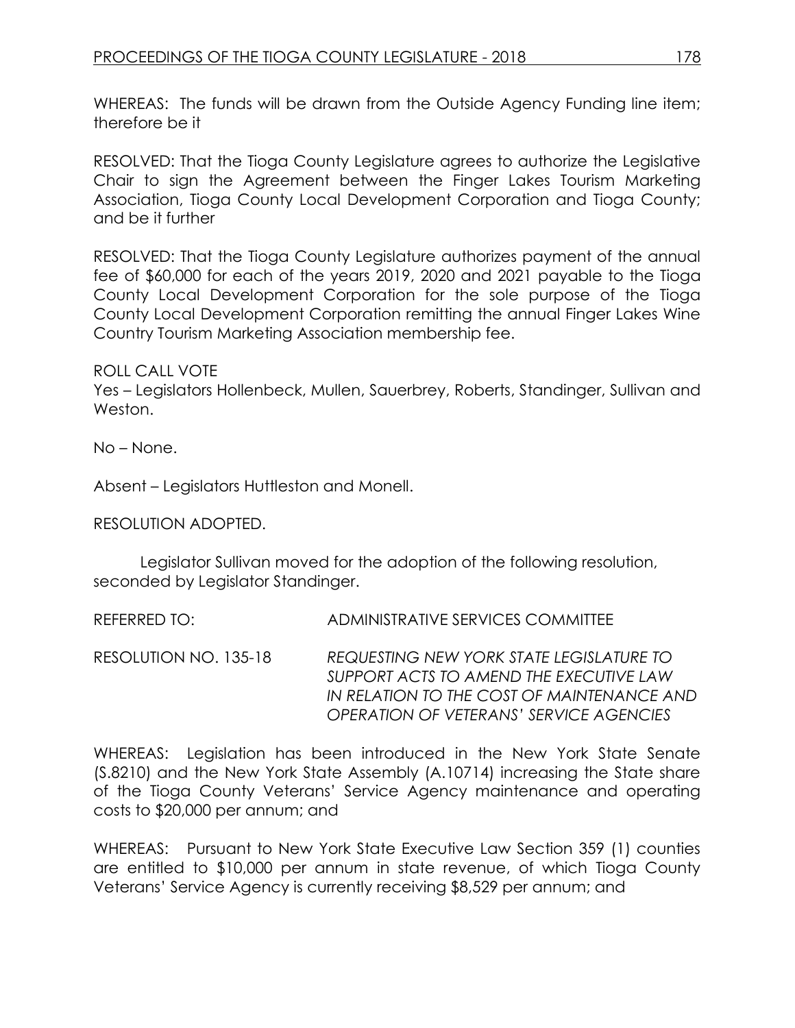WHEREAS: The funds will be drawn from the Outside Agency Funding line item; therefore be it

RESOLVED: That the Tioga County Legislature agrees to authorize the Legislative Chair to sign the Agreement between the Finger Lakes Tourism Marketing Association, Tioga County Local Development Corporation and Tioga County; and be it further

RESOLVED: That the Tioga County Legislature authorizes payment of the annual fee of $60,000 for each of the years 2019, 2020 and 2021 payable to the Tioga County Local Development Corporation for the sole purpose of the Tioga County Local Development Corporation remitting the annual Finger Lakes Wine Country Tourism Marketing Association membership fee.

ROLL CALL VOTE
Yes – Legislators Hollenbeck, Mullen, Sauerbrey, Roberts, Standinger, Sullivan and Weston.

No – None.

Absent – Legislators Huttleston and Monell.

RESOLUTION ADOPTED.

Legislator Sullivan moved for the adoption of the following resolution, seconded by Legislator Standinger.

REFERRED TO: ADMINISTRATIVE SERVICES COMMITTEE

RESOLUTION NO. 135-18 *REQUESTING NEW YORK STATE LEGISLATURE TO SUPPORT ACTS TO AMEND THE EXECUTIVE LAW IN RELATION TO THE COST OF MAINTENANCE AND OPERATION OF VETERANS' SERVICE AGENCIES*

WHEREAS: Legislation has been introduced in the New York State Senate (S.8210) and the New York State Assembly (A.10714) increasing the State share of the Tioga County Veterans' Service Agency maintenance and operating costs to $20,000 per annum; and

WHEREAS: Pursuant to New York State Executive Law Section 359 (1) counties are entitled to $10,000 per annum in state revenue, of which Tioga County Veterans' Service Agency is currently receiving $8,529 per annum; and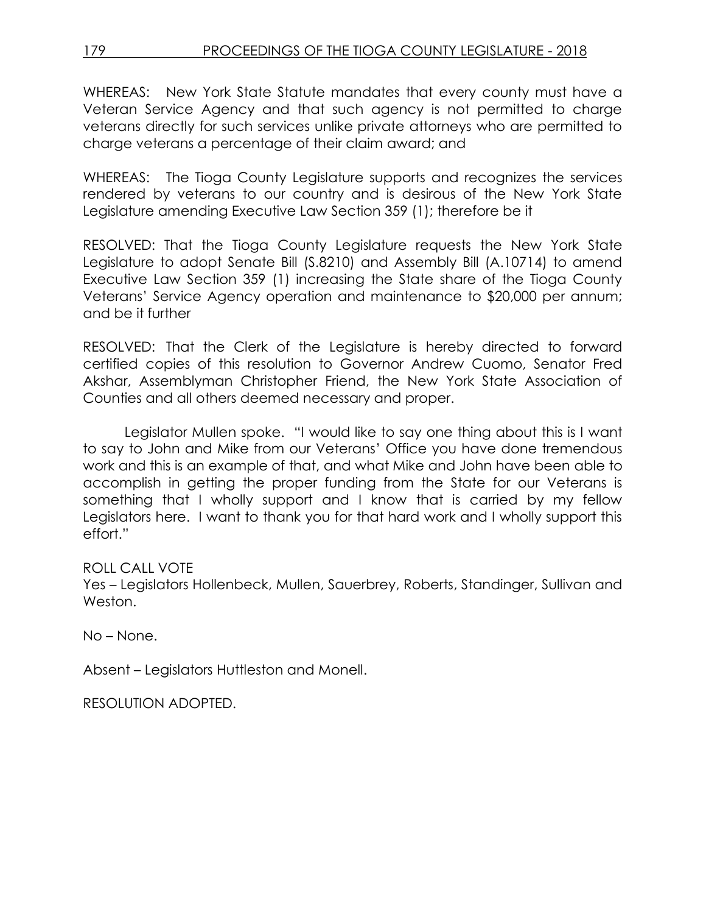WHEREAS: New York State Statute mandates that every county must have a Veteran Service Agency and that such agency is not permitted to charge veterans directly for such services unlike private attorneys who are permitted to charge veterans a percentage of their claim award; and

WHEREAS: The Tioga County Legislature supports and recognizes the services rendered by veterans to our country and is desirous of the New York State Legislature amending Executive Law Section 359 (1); therefore be it

RESOLVED: That the Tioga County Legislature requests the New York State Legislature to adopt Senate Bill (S.8210) and Assembly Bill (A.10714) to amend Executive Law Section 359 (1) increasing the State share of the Tioga County Veterans' Service Agency operation and maintenance to $20,000 per annum; and be it further

RESOLVED: That the Clerk of the Legislature is hereby directed to forward certified copies of this resolution to Governor Andrew Cuomo, Senator Fred Akshar, Assemblyman Christopher Friend, the New York State Association of Counties and all others deemed necessary and proper.

Legislator Mullen spoke. "I would like to say one thing about this is I want to say to John and Mike from our Veterans' Office you have done tremendous work and this is an example of that, and what Mike and John have been able to accomplish in getting the proper funding from the State for our Veterans is something that I wholly support and I know that is carried by my fellow Legislators here. I want to thank you for that hard work and I wholly support this effort."

ROLL CALL VOTE
Yes – Legislators Hollenbeck, Mullen, Sauerbrey, Roberts, Standinger, Sullivan and Weston.

No – None.

Absent – Legislators Huttleston and Monell.

RESOLUTION ADOPTED.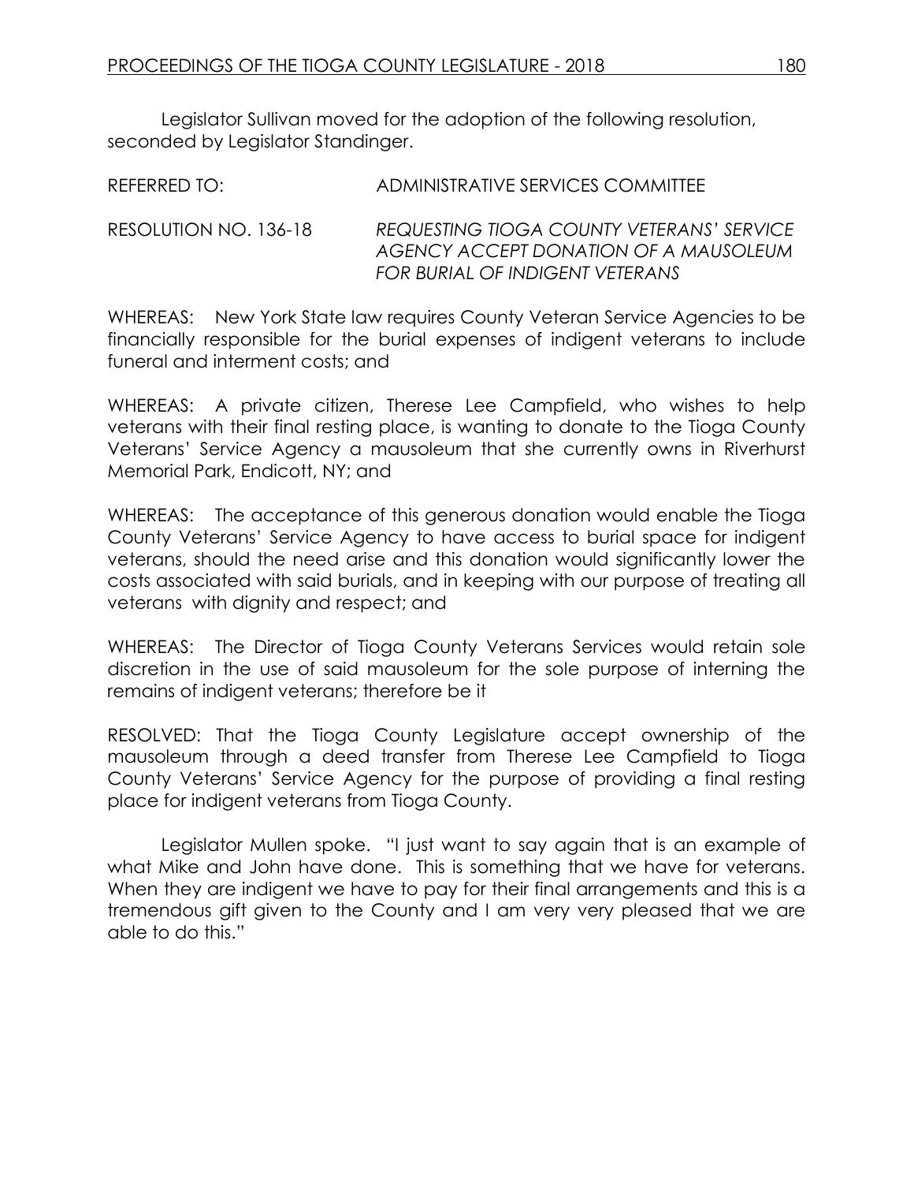Legislator Sullivan moved for the adoption of the following resolution, seconded by Legislator Standinger.

REFERRED TO: ADMINISTRATIVE SERVICES COMMITTEE

RESOLUTION NO. 136-18 *REQUESTING TIOGA COUNTY VETERANS' SERVICE AGENCY ACCEPT DONATION OF A MAUSOLEUM FOR BURIAL OF INDIGENT VETERANS*

WHEREAS: New York State law requires County Veteran Service Agencies to be financially responsible for the burial expenses of indigent veterans to include funeral and interment costs; and

WHEREAS: A private citizen, Therese Lee Campfield, who wishes to help veterans with their final resting place, is wanting to donate to the Tioga County Veterans' Service Agency a mausoleum that she currently owns in Riverhurst Memorial Park, Endicott, NY; and

WHEREAS: The acceptance of this generous donation would enable the Tioga County Veterans' Service Agency to have access to burial space for indigent veterans, should the need arise and this donation would significantly lower the costs associated with said burials, and in keeping with our purpose of treating all veterans with dignity and respect; and

WHEREAS: The Director of Tioga County Veterans Services would retain sole discretion in the use of said mausoleum for the sole purpose of interning the remains of indigent veterans; therefore be it

RESOLVED: That the Tioga County Legislature accept ownership of the mausoleum through a deed transfer from Therese Lee Campfield to Tioga County Veterans' Service Agency for the purpose of providing a final resting place for indigent veterans from Tioga County.

Legislator Mullen spoke. "I just want to say again that is an example of what Mike and John have done. This is something that we have for veterans. When they are indigent we have to pay for their final arrangements and this is a tremendous gift given to the County and I am very very pleased that we are able to do this."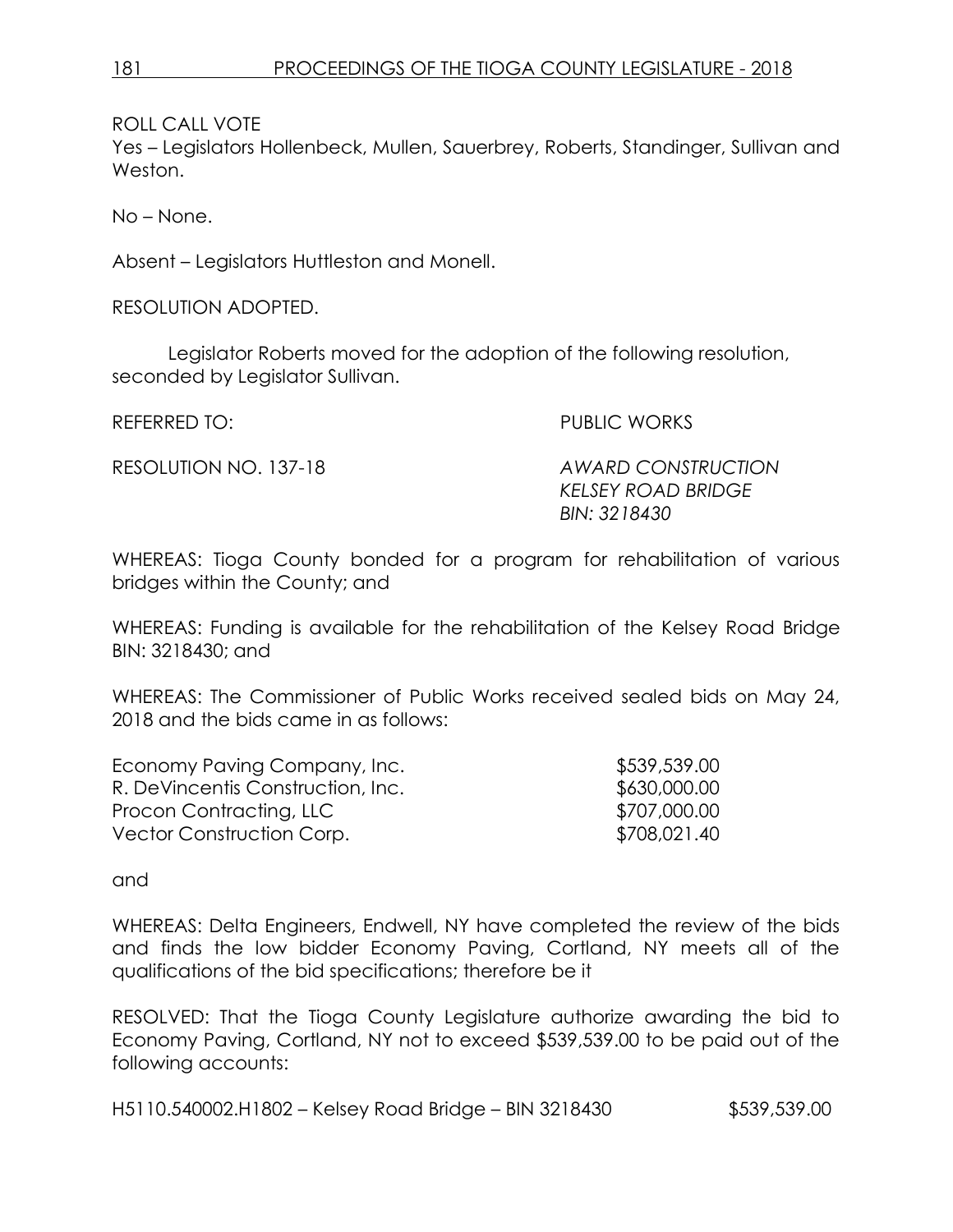ROLL CALL VOTE
Yes – Legislators Hollenbeck, Mullen, Sauerbrey, Roberts, Standinger, Sullivan and Weston.

No – None.

Absent – Legislators Huttleston and Monell.

RESOLUTION ADOPTED.

Legislator Roberts moved for the adoption of the following resolution, seconded by Legislator Sullivan.

REFERRED TO: PUBLIC WORKS

RESOLUTION NO. 137-18 *AWARD CONSTRUCTION KELSEY ROAD BRIDGE BIN: 3218430*

WHEREAS: Tioga County bonded for a program for rehabilitation of various bridges within the County; and

WHEREAS: Funding is available for the rehabilitation of the Kelsey Road Bridge BIN: 3218430; and

WHEREAS: The Commissioner of Public Works received sealed bids on May 24, 2018 and the bids came in as follows:

| | |
|---|---|
| Economy Paving Company, Inc. | $539,539.00 |
| R. DeVincentis Construction, Inc. | $630,000.00 |
| Procon Contracting, LLC | $707,000.00 |
| Vector Construction Corp. | $708,021.40 |

and

WHEREAS: Delta Engineers, Endwell, NY have completed the review of the bids and finds the low bidder Economy Paving, Cortland, NY meets all of the qualifications of the bid specifications; therefore be it

RESOLVED: That the Tioga County Legislature authorize awarding the bid to Economy Paving, Cortland, NY not to exceed $539,539.00 to be paid out of the following accounts:

H5110.540002.H1802 – Kelsey Road Bridge – BIN 3218430 $539,539.00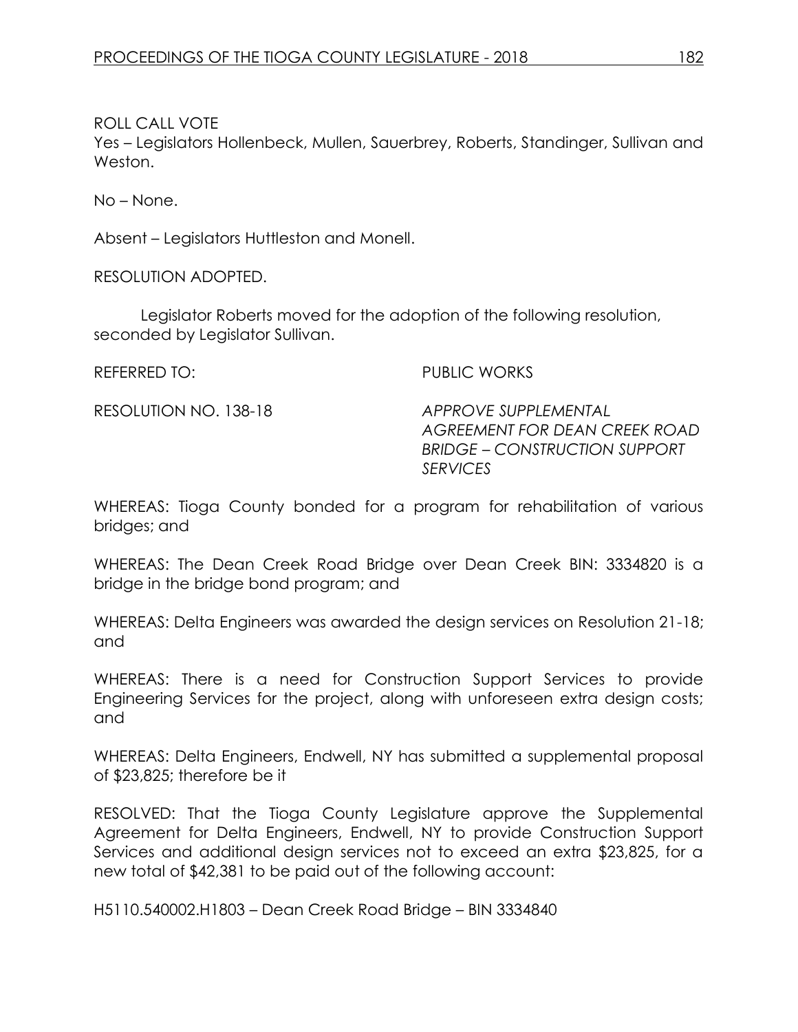ROLL CALL VOTE
Yes – Legislators Hollenbeck, Mullen, Sauerbrey, Roberts, Standinger, Sullivan and Weston.

No – None.

Absent – Legislators Huttleston and Monell.

RESOLUTION ADOPTED.

Legislator Roberts moved for the adoption of the following resolution, seconded by Legislator Sullivan.

REFERRED TO: PUBLIC WORKS

RESOLUTION NO. 138-18 *APPROVE SUPPLEMENTAL AGREEMENT FOR DEAN CREEK ROAD BRIDGE – CONSTRUCTION SUPPORT SERVICES*

WHEREAS: Tioga County bonded for a program for rehabilitation of various bridges; and

WHEREAS: The Dean Creek Road Bridge over Dean Creek BIN: 3334820 is a bridge in the bridge bond program; and

WHEREAS: Delta Engineers was awarded the design services on Resolution 21-18; and

WHEREAS: There is a need for Construction Support Services to provide Engineering Services for the project, along with unforeseen extra design costs; and

WHEREAS: Delta Engineers, Endwell, NY has submitted a supplemental proposal of $23,825; therefore be it

RESOLVED: That the Tioga County Legislature approve the Supplemental Agreement for Delta Engineers, Endwell, NY to provide Construction Support Services and additional design services not to exceed an extra $23,825, for a new total of $42,381 to be paid out of the following account:

H5110.540002.H1803 – Dean Creek Road Bridge – BIN 3334840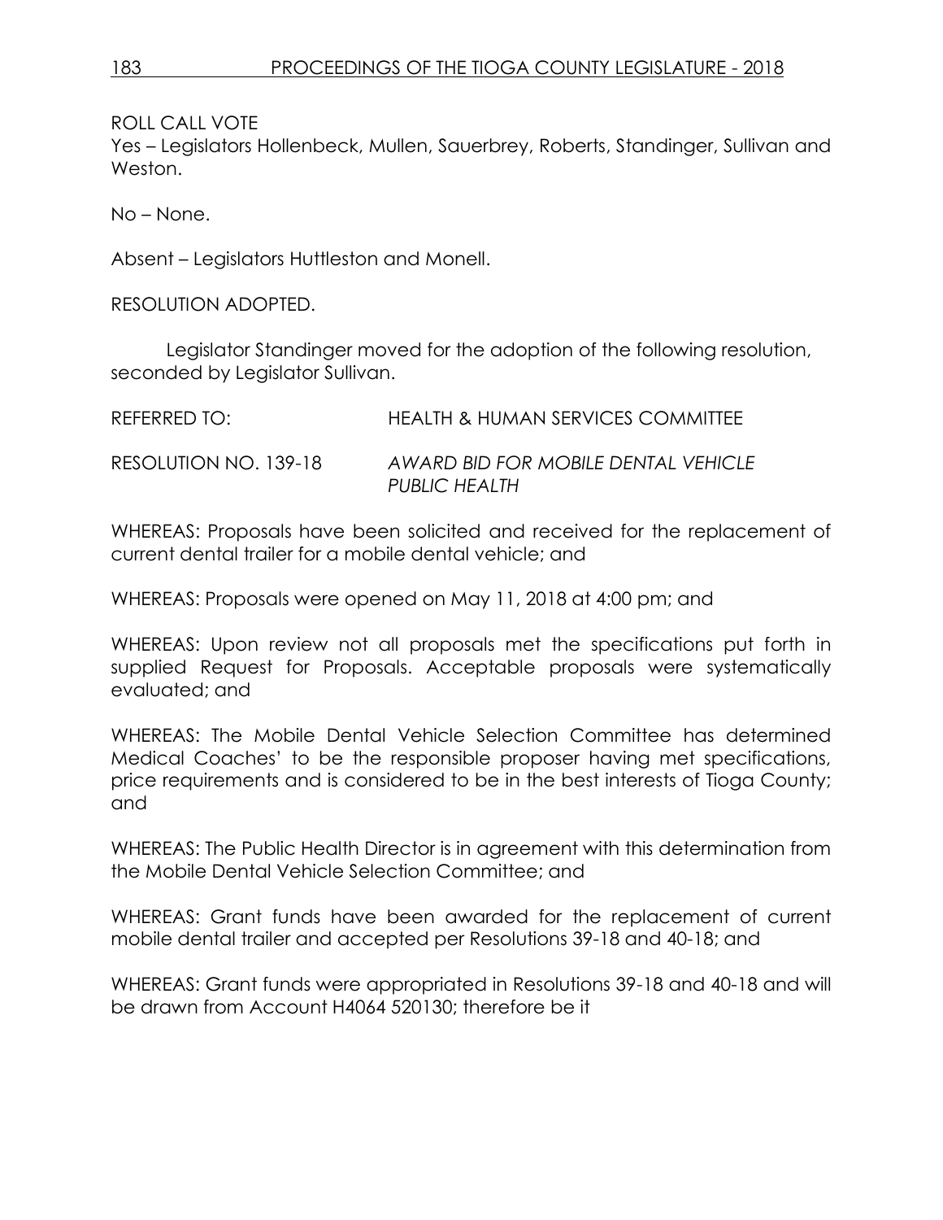ROLL CALL VOTE
Yes – Legislators Hollenbeck, Mullen, Sauerbrey, Roberts, Standinger, Sullivan and Weston.

No – None.

Absent – Legislators Huttleston and Monell.

RESOLUTION ADOPTED.

Legislator Standinger moved for the adoption of the following resolution, seconded by Legislator Sullivan.

REFERRED TO: HEALTH & HUMAN SERVICES COMMITTEE

RESOLUTION NO. 139-18 *AWARD BID FOR MOBILE DENTAL VEHICLE PUBLIC HEALTH*

WHEREAS: Proposals have been solicited and received for the replacement of current dental trailer for a mobile dental vehicle; and

WHEREAS: Proposals were opened on May 11, 2018 at 4:00 pm; and

WHEREAS: Upon review not all proposals met the specifications put forth in supplied Request for Proposals. Acceptable proposals were systematically evaluated; and

WHEREAS: The Mobile Dental Vehicle Selection Committee has determined Medical Coaches' to be the responsible proposer having met specifications, price requirements and is considered to be in the best interests of Tioga County; and

WHEREAS: The Public Health Director is in agreement with this determination from the Mobile Dental Vehicle Selection Committee; and

WHEREAS: Grant funds have been awarded for the replacement of current mobile dental trailer and accepted per Resolutions 39-18 and 40-18; and

WHEREAS: Grant funds were appropriated in Resolutions 39-18 and 40-18 and will be drawn from Account H4064 520130; therefore be it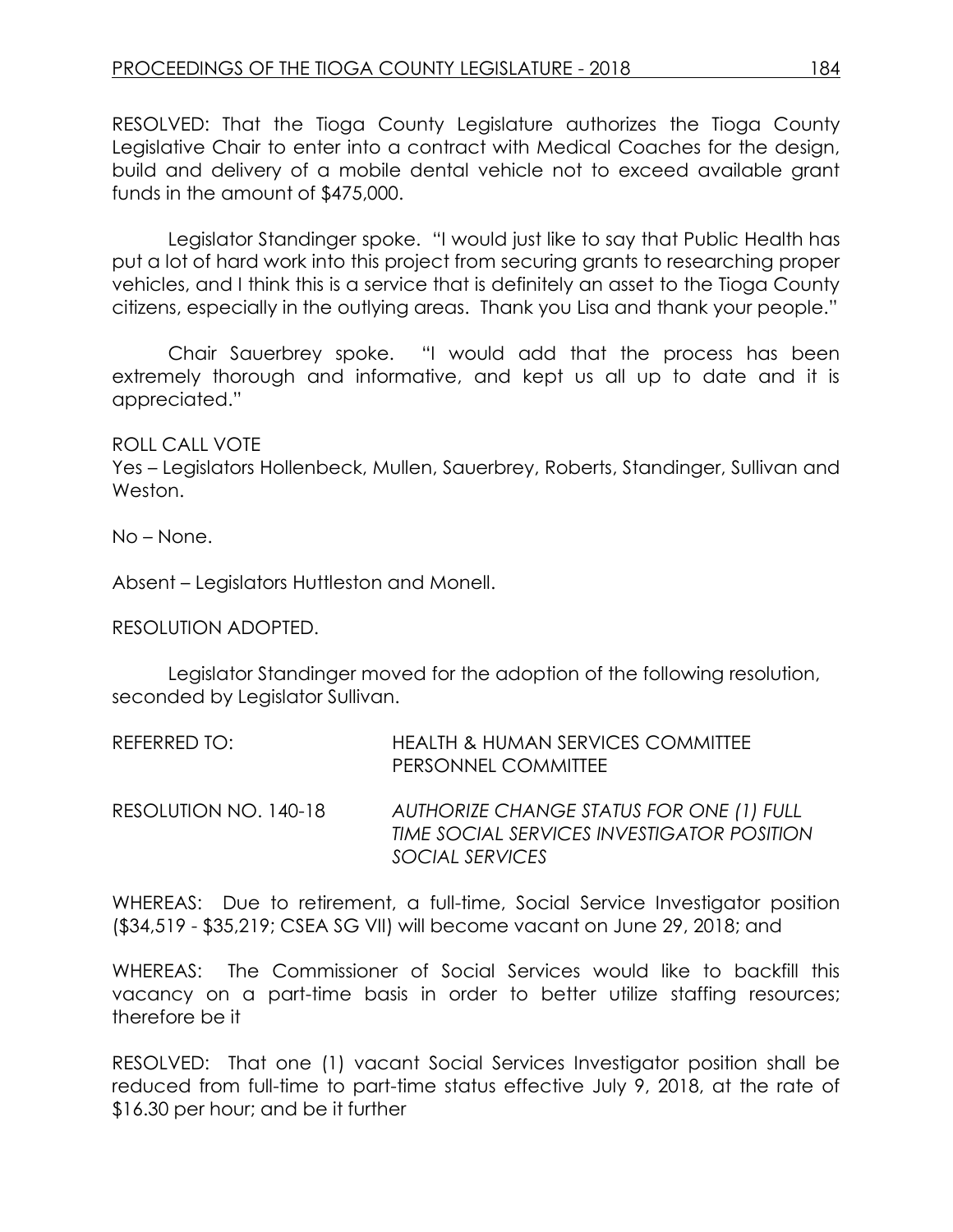RESOLVED: That the Tioga County Legislature authorizes the Tioga County Legislative Chair to enter into a contract with Medical Coaches for the design, build and delivery of a mobile dental vehicle not to exceed available grant funds in the amount of $475,000.

Legislator Standinger spoke. "I would just like to say that Public Health has put a lot of hard work into this project from securing grants to researching proper vehicles, and I think this is a service that is definitely an asset to the Tioga County citizens, especially in the outlying areas. Thank you Lisa and thank your people."

Chair Sauerbrey spoke. "I would add that the process has been extremely thorough and informative, and kept us all up to date and it is appreciated."

ROLL CALL VOTE
Yes – Legislators Hollenbeck, Mullen, Sauerbrey, Roberts, Standinger, Sullivan and Weston.

No – None.

Absent – Legislators Huttleston and Monell.

RESOLUTION ADOPTED.

Legislator Standinger moved for the adoption of the following resolution, seconded by Legislator Sullivan.

REFERRED TO: HEALTH & HUMAN SERVICES COMMITTEE
PERSONNEL COMMITTEE

RESOLUTION NO. 140-18 *AUTHORIZE CHANGE STATUS FOR ONE (1) FULL TIME SOCIAL SERVICES INVESTIGATOR POSITION SOCIAL SERVICES*

WHEREAS: Due to retirement, a full-time, Social Service Investigator position ($34,519 - $35,219; CSEA SG VII) will become vacant on June 29, 2018; and

WHEREAS: The Commissioner of Social Services would like to backfill this vacancy on a part-time basis in order to better utilize staffing resources; therefore be it

RESOLVED: That one (1) vacant Social Services Investigator position shall be reduced from full-time to part-time status effective July 9, 2018, at the rate of $16.30 per hour; and be it further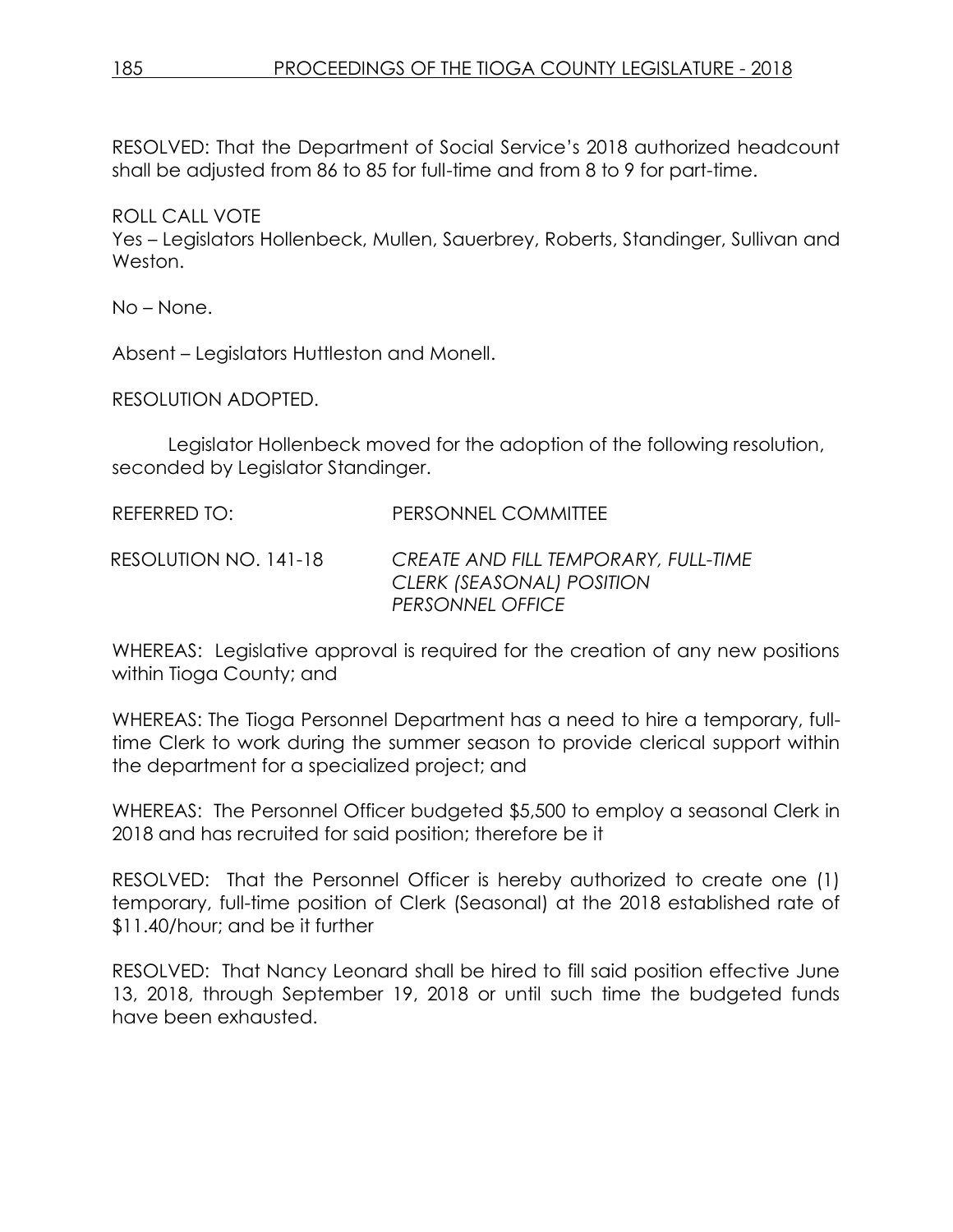RESOLVED: That the Department of Social Service's 2018 authorized headcount shall be adjusted from 86 to 85 for full-time and from 8 to 9 for part-time.

ROLL CALL VOTE
Yes – Legislators Hollenbeck, Mullen, Sauerbrey, Roberts, Standinger, Sullivan and Weston.

No – None.

Absent – Legislators Huttleston and Monell.

RESOLUTION ADOPTED.

Legislator Hollenbeck moved for the adoption of the following resolution, seconded by Legislator Standinger.

REFERRED TO: PERSONNEL COMMITTEE

RESOLUTION NO. 141-18 *CREATE AND FILL TEMPORARY, FULL-TIME CLERK (SEASONAL) POSITION PERSONNEL OFFICE*

WHEREAS: Legislative approval is required for the creation of any new positions within Tioga County; and

WHEREAS: The Tioga Personnel Department has a need to hire a temporary, full-time Clerk to work during the summer season to provide clerical support within the department for a specialized project; and

WHEREAS: The Personnel Officer budgeted $5,500 to employ a seasonal Clerk in 2018 and has recruited for said position; therefore be it

RESOLVED: That the Personnel Officer is hereby authorized to create one (1) temporary, full-time position of Clerk (Seasonal) at the 2018 established rate of $11.40/hour; and be it further

RESOLVED: That Nancy Leonard shall be hired to fill said position effective June 13, 2018, through September 19, 2018 or until such time the budgeted funds have been exhausted.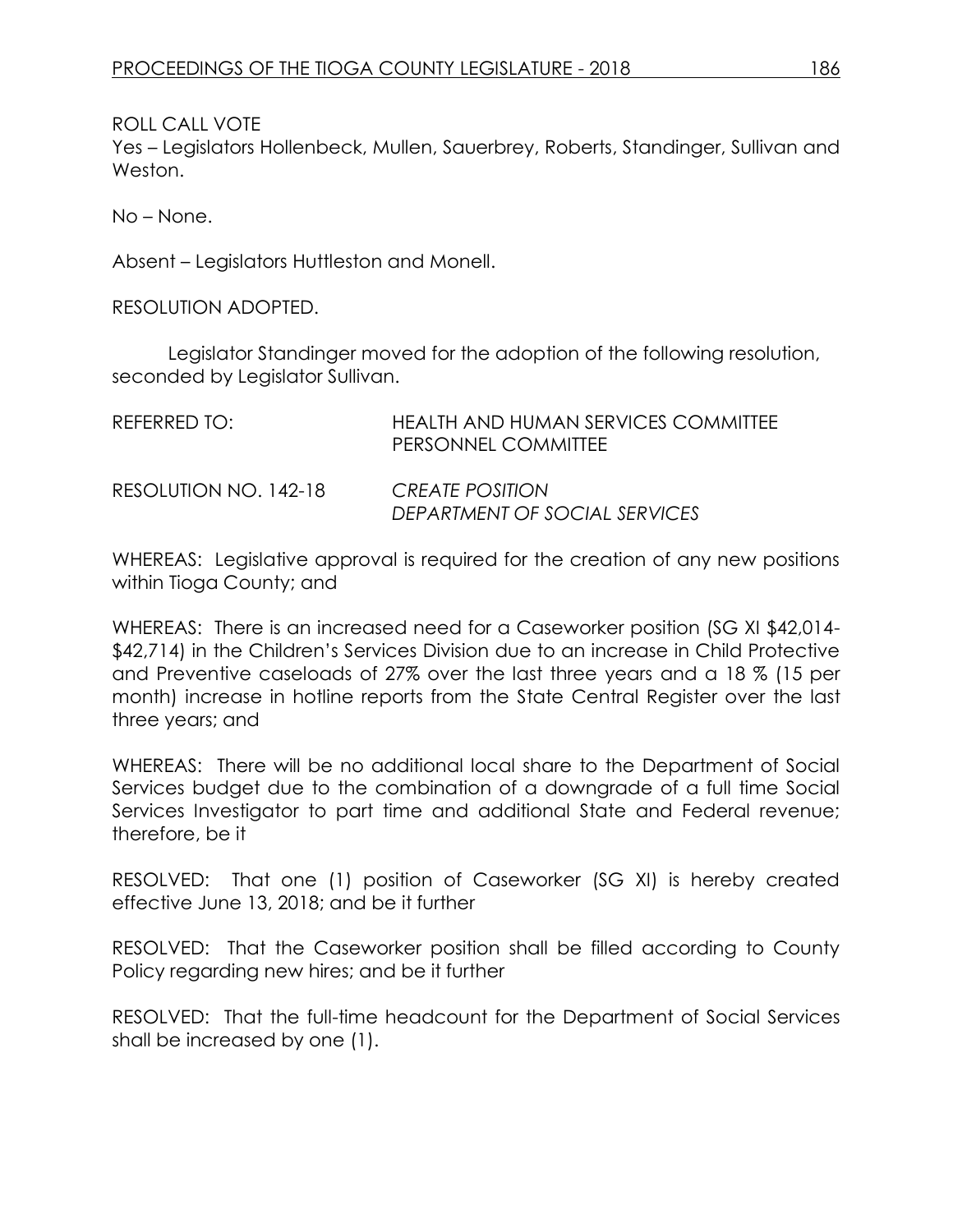ROLL CALL VOTE
Yes – Legislators Hollenbeck, Mullen, Sauerbrey, Roberts, Standinger, Sullivan and Weston.

No – None.

Absent – Legislators Huttleston and Monell.

RESOLUTION ADOPTED.

Legislator Standinger moved for the adoption of the following resolution, seconded by Legislator Sullivan.

REFERRED TO: HEALTH AND HUMAN SERVICES COMMITTEE
PERSONNEL COMMITTEE

RESOLUTION NO. 142-18 *CREATE POSITION*
*DEPARTMENT OF SOCIAL SERVICES*

WHEREAS: Legislative approval is required for the creation of any new positions within Tioga County; and

WHEREAS: There is an increased need for a Caseworker position (SG XI $42,014-$42,714) in the Children's Services Division due to an increase in Child Protective and Preventive caseloads of 27% over the last three years and a 18 % (15 per month) increase in hotline reports from the State Central Register over the last three years; and

WHEREAS: There will be no additional local share to the Department of Social Services budget due to the combination of a downgrade of a full time Social Services Investigator to part time and additional State and Federal revenue; therefore, be it

RESOLVED: That one (1) position of Caseworker (SG XI) is hereby created effective June 13, 2018; and be it further

RESOLVED: That the Caseworker position shall be filled according to County Policy regarding new hires; and be it further

RESOLVED: That the full-time headcount for the Department of Social Services shall be increased by one (1).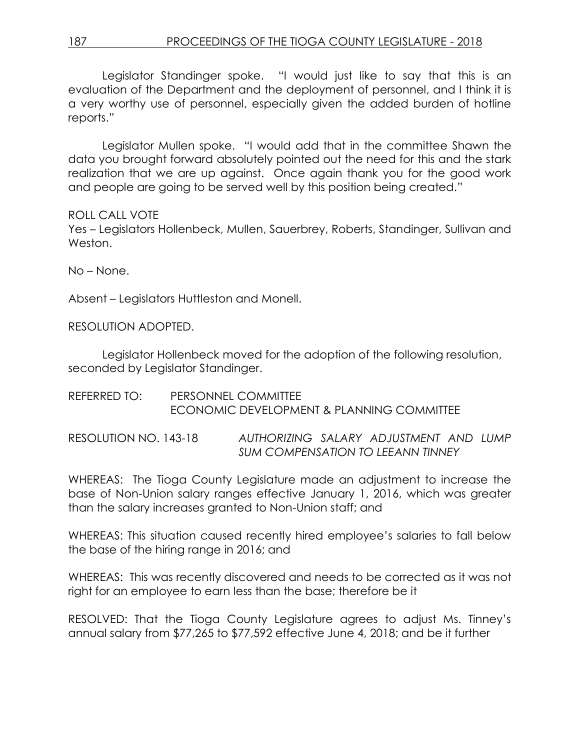Legislator Standinger spoke. "I would just like to say that this is an evaluation of the Department and the deployment of personnel, and I think it is a very worthy use of personnel, especially given the added burden of hotline reports."

Legislator Mullen spoke. "I would add that in the committee Shawn the data you brought forward absolutely pointed out the need for this and the stark realization that we are up against. Once again thank you for the good work and people are going to be served well by this position being created."

ROLL CALL VOTE
Yes – Legislators Hollenbeck, Mullen, Sauerbrey, Roberts, Standinger, Sullivan and Weston.

No – None.

Absent – Legislators Huttleston and Monell.

RESOLUTION ADOPTED.

Legislator Hollenbeck moved for the adoption of the following resolution, seconded by Legislator Standinger.

REFERRED TO: PERSONNEL COMMITTEE
ECONOMIC DEVELOPMENT & PLANNING COMMITTEE

RESOLUTION NO. 143-18 *AUTHORIZING SALARY ADJUSTMENT AND LUMP SUM COMPENSATION TO LEEANN TINNEY*

WHEREAS: The Tioga County Legislature made an adjustment to increase the base of Non-Union salary ranges effective January 1, 2016, which was greater than the salary increases granted to Non-Union staff; and

WHEREAS: This situation caused recently hired employee's salaries to fall below the base of the hiring range in 2016; and

WHEREAS: This was recently discovered and needs to be corrected as it was not right for an employee to earn less than the base; therefore be it

RESOLVED: That the Tioga County Legislature agrees to adjust Ms. Tinney's annual salary from $77,265 to $77,592 effective June 4, 2018; and be it further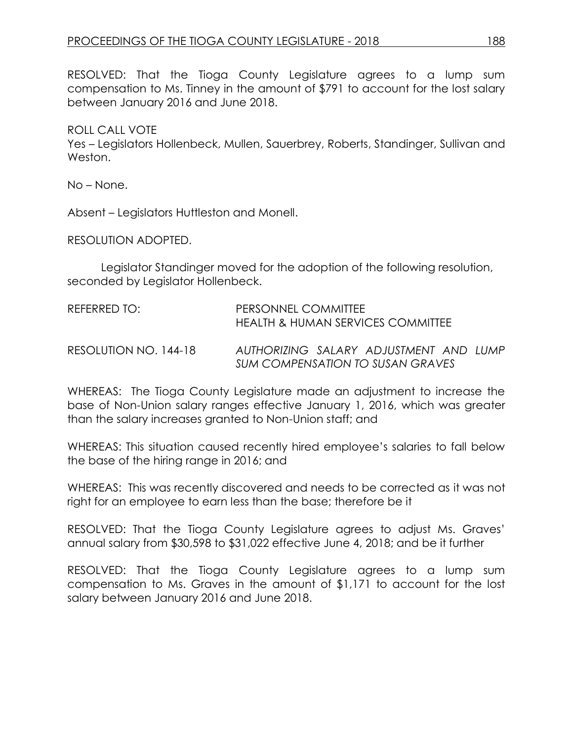RESOLVED: That the Tioga County Legislature agrees to a lump sum compensation to Ms. Tinney in the amount of $791 to account for the lost salary between January 2016 and June 2018.

ROLL CALL VOTE
Yes – Legislators Hollenbeck, Mullen, Sauerbrey, Roberts, Standinger, Sullivan and Weston.

No – None.

Absent – Legislators Huttleston and Monell.

RESOLUTION ADOPTED.

Legislator Standinger moved for the adoption of the following resolution, seconded by Legislator Hollenbeck.

REFERRED TO: PERSONNEL COMMITTEE
HEALTH & HUMAN SERVICES COMMITTEE

RESOLUTION NO. 144-18 *AUTHORIZING SALARY ADJUSTMENT AND LUMP SUM COMPENSATION TO SUSAN GRAVES*

WHEREAS: The Tioga County Legislature made an adjustment to increase the base of Non-Union salary ranges effective January 1, 2016, which was greater than the salary increases granted to Non-Union staff; and

WHEREAS: This situation caused recently hired employee's salaries to fall below the base of the hiring range in 2016; and

WHEREAS: This was recently discovered and needs to be corrected as it was not right for an employee to earn less than the base; therefore be it

RESOLVED: That the Tioga County Legislature agrees to adjust Ms. Graves' annual salary from $30,598 to $31,022 effective June 4, 2018; and be it further

RESOLVED: That the Tioga County Legislature agrees to a lump sum compensation to Ms. Graves in the amount of $1,171 to account for the lost salary between January 2016 and June 2018.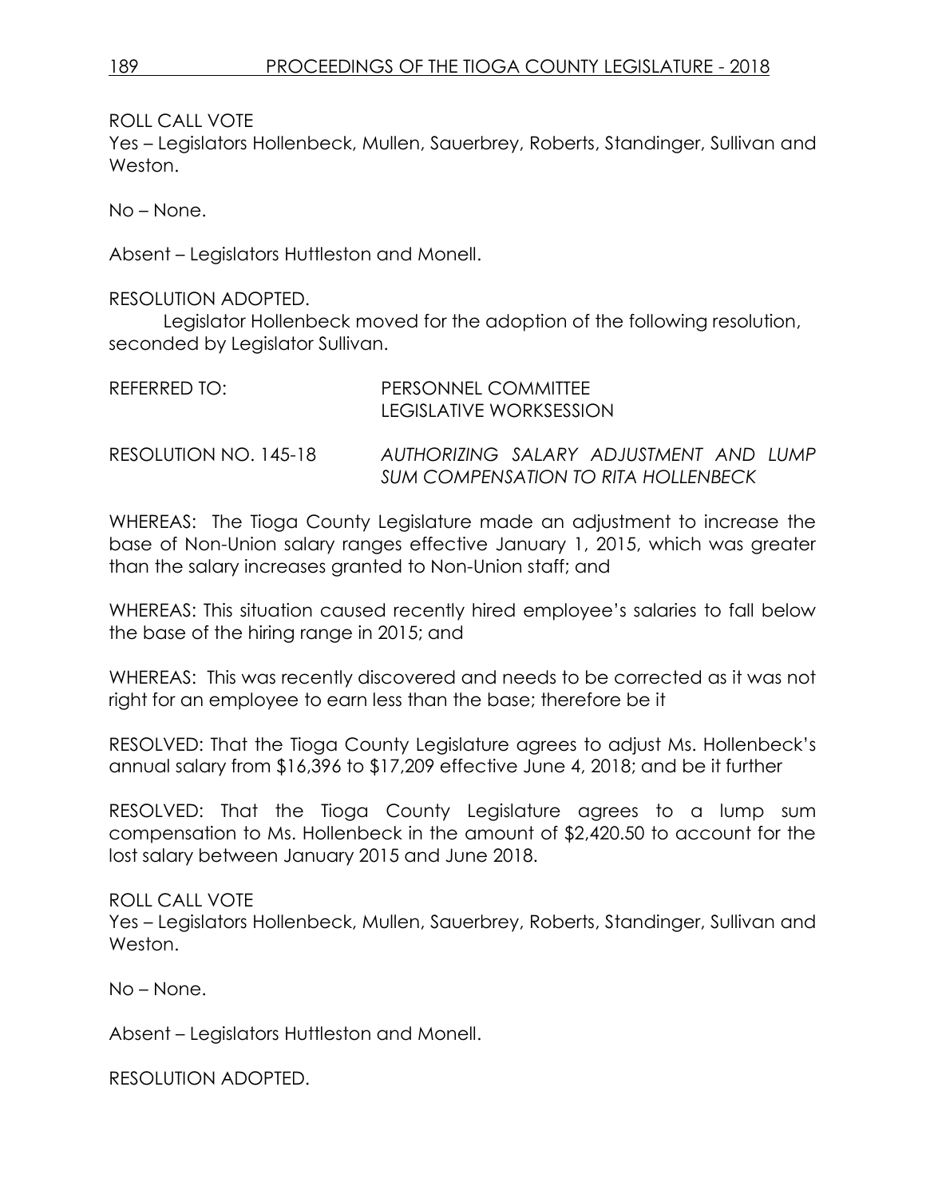ROLL CALL VOTE
Yes – Legislators Hollenbeck, Mullen, Sauerbrey, Roberts, Standinger, Sullivan and Weston.

No – None.

Absent – Legislators Huttleston and Monell.

RESOLUTION ADOPTED.

Legislator Hollenbeck moved for the adoption of the following resolution, seconded by Legislator Sullivan.

REFERRED TO: PERSONNEL COMMITTEE
LEGISLATIVE WORKSESSION

RESOLUTION NO. 145-18 *AUTHORIZING SALARY ADJUSTMENT AND LUMP SUM COMPENSATION TO RITA HOLLENBECK*

WHEREAS: The Tioga County Legislature made an adjustment to increase the base of Non-Union salary ranges effective January 1, 2015, which was greater than the salary increases granted to Non-Union staff; and

WHEREAS: This situation caused recently hired employee's salaries to fall below the base of the hiring range in 2015; and

WHEREAS: This was recently discovered and needs to be corrected as it was not right for an employee to earn less than the base; therefore be it

RESOLVED: That the Tioga County Legislature agrees to adjust Ms. Hollenbeck's annual salary from $16,396 to $17,209 effective June 4, 2018; and be it further

RESOLVED: That the Tioga County Legislature agrees to a lump sum compensation to Ms. Hollenbeck in the amount of $2,420.50 to account for the lost salary between January 2015 and June 2018.

ROLL CALL VOTE
Yes – Legislators Hollenbeck, Mullen, Sauerbrey, Roberts, Standinger, Sullivan and Weston.

No – None.

Absent – Legislators Huttleston and Monell.

RESOLUTION ADOPTED.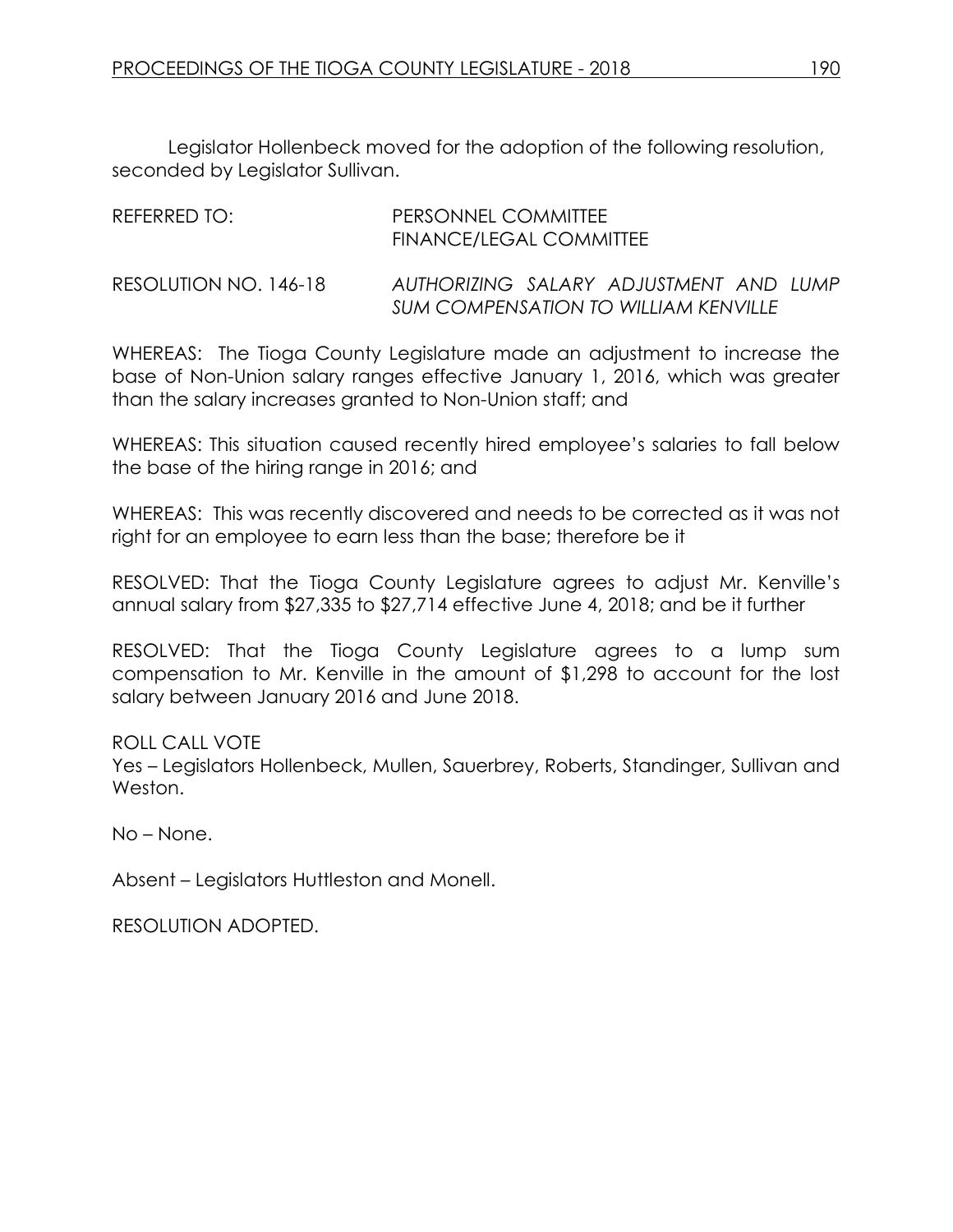Legislator Hollenbeck moved for the adoption of the following resolution, seconded by Legislator Sullivan.

REFERRED TO: PERSONNEL COMMITTEE
FINANCE/LEGAL COMMITTEE

RESOLUTION NO. 146-18 *AUTHORIZING SALARY ADJUSTMENT AND LUMP SUM COMPENSATION TO WILLIAM KENVILLE*

WHEREAS: The Tioga County Legislature made an adjustment to increase the base of Non-Union salary ranges effective January 1, 2016, which was greater than the salary increases granted to Non-Union staff; and

WHEREAS: This situation caused recently hired employee's salaries to fall below the base of the hiring range in 2016; and

WHEREAS: This was recently discovered and needs to be corrected as it was not right for an employee to earn less than the base; therefore be it

RESOLVED: That the Tioga County Legislature agrees to adjust Mr. Kenville's annual salary from $27,335 to $27,714 effective June 4, 2018; and be it further

RESOLVED: That the Tioga County Legislature agrees to a lump sum compensation to Mr. Kenville in the amount of $1,298 to account for the lost salary between January 2016 and June 2018.

ROLL CALL VOTE
Yes – Legislators Hollenbeck, Mullen, Sauerbrey, Roberts, Standinger, Sullivan and Weston.

No – None.

Absent – Legislators Huttleston and Monell.

RESOLUTION ADOPTED.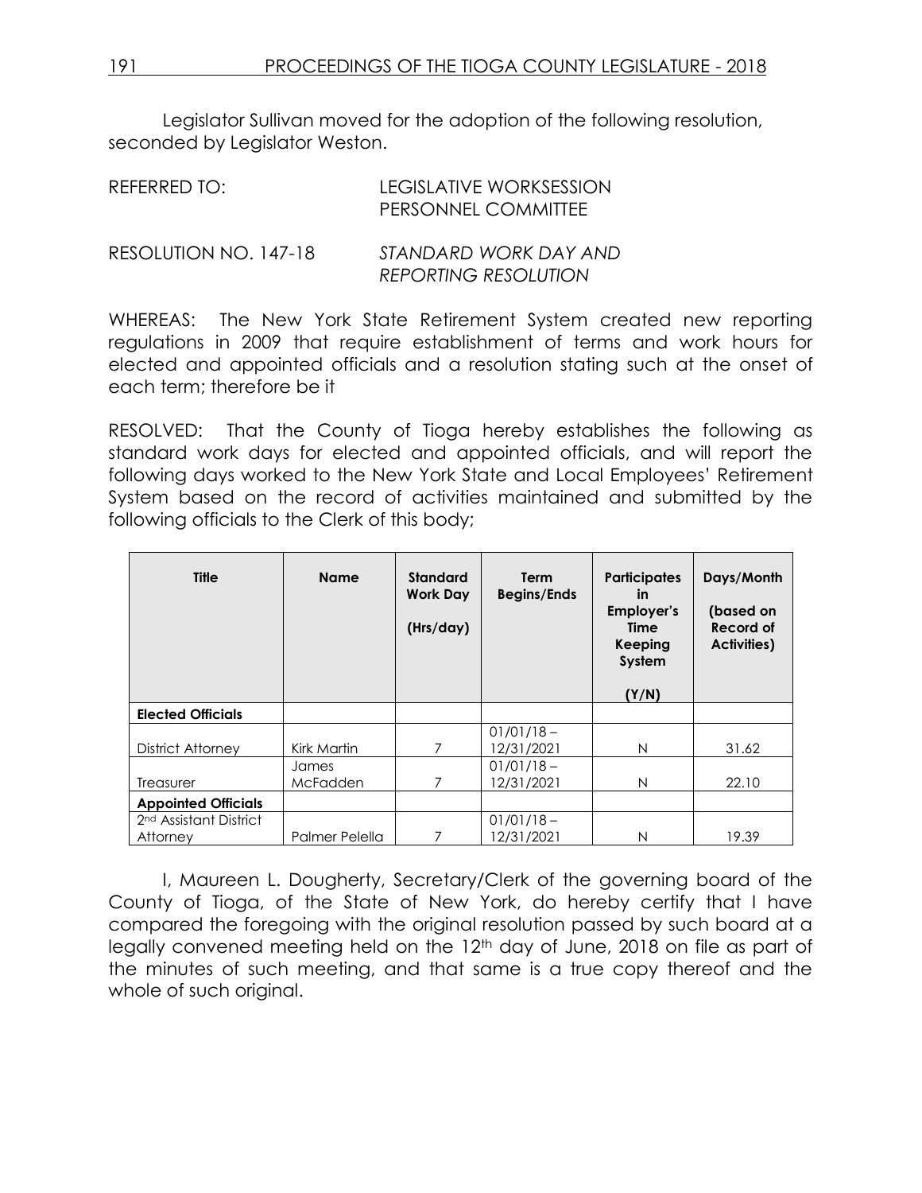Legislator Sullivan moved for the adoption of the following resolution, seconded by Legislator Weston.

REFERRED TO: LEGISLATIVE WORKSESSION
PERSONNEL COMMITTEE

RESOLUTION NO. 147-18 *STANDARD WORK DAY AND REPORTING RESOLUTION*

WHEREAS: The New York State Retirement System created new reporting regulations in 2009 that require establishment of terms and work hours for elected and appointed officials and a resolution stating such at the onset of each term; therefore be it

RESOLVED: That the County of Tioga hereby establishes the following as standard work days for elected and appointed officials, and will report the following days worked to the New York State and Local Employees' Retirement System based on the record of activities maintained and submitted by the following officials to the Clerk of this body;

| Title | Name | Standard Work Day (Hrs/day) | Term Begins/Ends | Participates in Employer's Time Keeping System (Y/N) | Days/Month (based on Record of Activities) |
|---|---|---|---|---|---|
| **Elected Officials** | | | | | |
| District Attorney | Kirk Martin | 7 | 01/01/18 – 12/31/2021 | N | 31.62 |
| Treasurer | James McFadden | 7 | 01/01/18 – 12/31/2021 | N | 22.10 |
| **Appointed Officials** | | | | | |
| 2nd Assistant District Attorney | Palmer Pelella | 7 | 01/01/18 – 12/31/2021 | N | 19.39 |

I, Maureen L. Dougherty, Secretary/Clerk of the governing board of the County of Tioga, of the State of New York, do hereby certify that I have compared the foregoing with the original resolution passed by such board at a legally convened meeting held on the 12th day of June, 2018 on file as part of the minutes of such meeting, and that same is a true copy thereof and the whole of such original.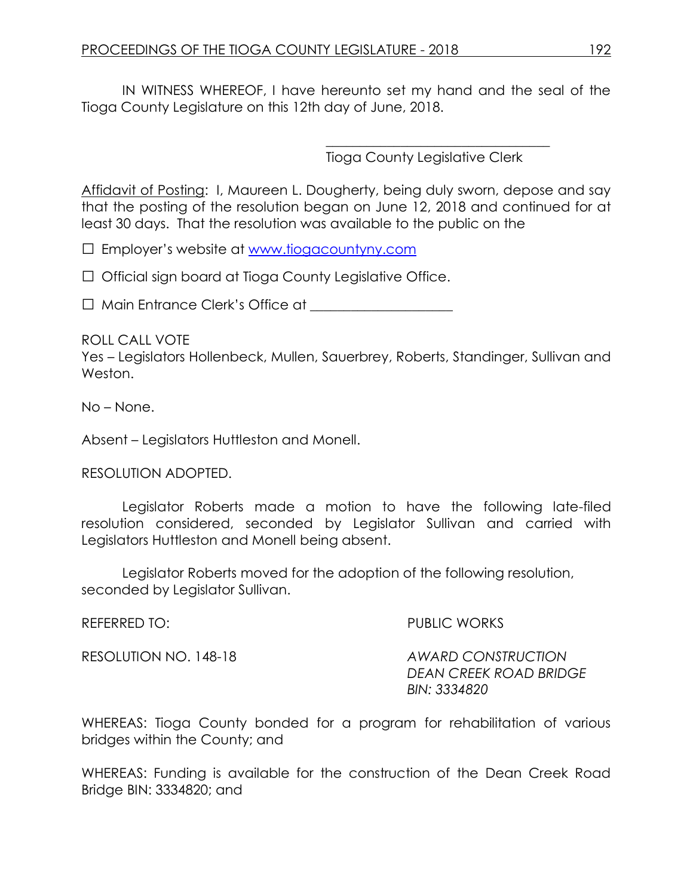IN WITNESS WHEREOF, I have hereunto set my hand and the seal of the Tioga County Legislature on this 12th day of June, 2018.

\_\_\_\_\_\_\_\_\_\_\_\_\_\_\_\_\_\_\_\_\_\_\_\_\_\_\_\_\_\_\_\_\_
Tioga County Legislative Clerk

Affidavit of Posting: I, Maureen L. Dougherty, being duly sworn, depose and say that the posting of the resolution began on June 12, 2018 and continued for at least 30 days. That the resolution was available to the public on the

☐ Employer's website at www.tiogacountyny.com

☐ Official sign board at Tioga County Legislative Office.

☐ Main Entrance Clerk's Office at \_\_\_\_\_\_\_\_\_\_\_\_\_\_\_\_\_\_\_\_

ROLL CALL VOTE
Yes – Legislators Hollenbeck, Mullen, Sauerbrey, Roberts, Standinger, Sullivan and Weston.

No – None.

Absent – Legislators Huttleston and Monell.

RESOLUTION ADOPTED.

Legislator Roberts made a motion to have the following late-filed resolution considered, seconded by Legislator Sullivan and carried with Legislators Huttleston and Monell being absent.

Legislator Roberts moved for the adoption of the following resolution, seconded by Legislator Sullivan.

REFERRED TO: PUBLIC WORKS

RESOLUTION NO. 148-18

*AWARD CONSTRUCTION*
*DEAN CREEK ROAD BRIDGE*
*BIN: 3334820*

WHEREAS: Tioga County bonded for a program for rehabilitation of various bridges within the County; and

WHEREAS: Funding is available for the construction of the Dean Creek Road Bridge BIN: 3334820; and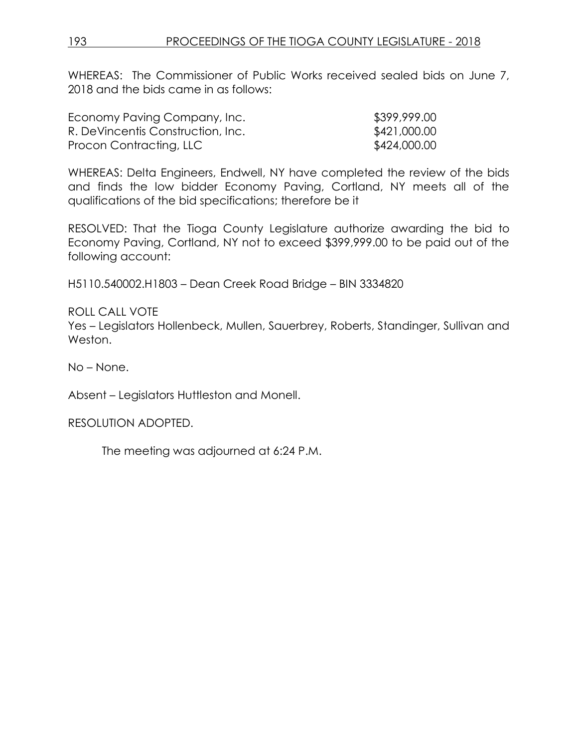WHEREAS: The Commissioner of Public Works received sealed bids on June 7, 2018 and the bids came in as follows:

| | |
|---|---|
| Economy Paving Company, Inc. | $399,999.00 |
| R. DeVincentis Construction, Inc. | $421,000.00 |
| Procon Contracting, LLC | $424,000.00 |

WHEREAS: Delta Engineers, Endwell, NY have completed the review of the bids and finds the low bidder Economy Paving, Cortland, NY meets all of the qualifications of the bid specifications; therefore be it

RESOLVED: That the Tioga County Legislature authorize awarding the bid to Economy Paving, Cortland, NY not to exceed $399,999.00 to be paid out of the following account:

H5110.540002.H1803 – Dean Creek Road Bridge – BIN 3334820

ROLL CALL VOTE
Yes – Legislators Hollenbeck, Mullen, Sauerbrey, Roberts, Standinger, Sullivan and Weston.

No – None.

Absent – Legislators Huttleston and Monell.

RESOLUTION ADOPTED.

The meeting was adjourned at 6:24 P.M.